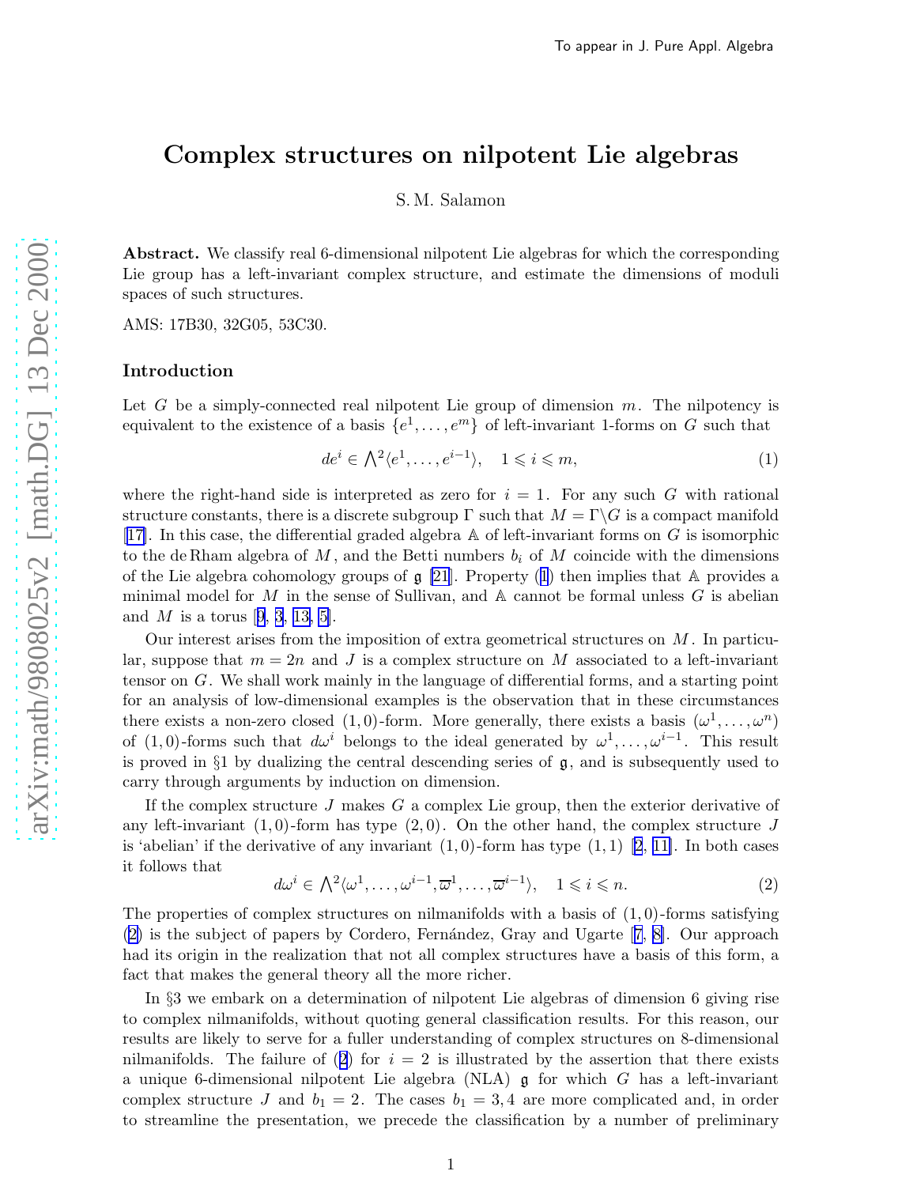To appear in J. Pure Appl. Algebra

# Complex structures on nilpotent Lie algebras

S. M. Salamon

**Abstract.** We classify real 6-dimensional nilpotent Lie algebras for which the corresponding Lie group has a left-invariant complex structure, and estimate the dimensions of moduli spaces of such structures.

AMS: 17B30, 32G05, 53C30.

## Introduction

Let $G$ be a simply-connected real nilpotent Lie group of dimension $m$. The nilpotency is equivalent to the existence of a basis $\{e^1,\ldots,e^m\}$ of left-invariant 1-forms on $G$ such that

$$de^i \in \textstyle\bigwedge^2\langle e^1,\ldots,e^{i-1}\rangle, \quad 1 \leqslant i \leqslant m, \tag{1}$$

where the right-hand side is interpreted as zero for $i=1$. For any such $G$ with rational structure constants, there is a discrete subgroup $\Gamma$ such that $M=\Gamma\backslash G$ is a compact manifold [17]. In this case, the differential graded algebra $\mathbb{A}$ of left-invariant forms on $G$ is isomorphic to the de Rham algebra of $M$, and the Betti numbers $b_i$ of $M$ coincide with the dimensions of the Lie algebra cohomology groups of $\mathfrak{g}$ [21]. Property (1) then implies that $\mathbb{A}$ provides a minimal model for $M$ in the sense of Sullivan, and $\mathbb{A}$ cannot be formal unless $G$ is abelian and $M$ is a torus [9, 3, 13, 5].

Our interest arises from the imposition of extra geometrical structures on $M$. In particular, suppose that $m=2n$ and $J$ is a complex structure on $M$ associated to a left-invariant tensor on $G$. We shall work mainly in the language of differential forms, and a starting point for an analysis of low-dimensional examples is the observation that in these circumstances there exists a non-zero closed $(1,0)$-form. More generally, there exists a basis $(\omega^1,\ldots,\omega^n)$ of $(1,0)$-forms such that $d\omega^i$ belongs to the ideal generated by $\omega^1,\ldots,\omega^{i-1}$. This result is proved in §1 by dualizing the central descending series of $\mathfrak{g}$, and is subsequently used to carry through arguments by induction on dimension.

If the complex structure $J$ makes $G$ a complex Lie group, then the exterior derivative of any left-invariant $(1,0)$-form has type $(2,0)$. On the other hand, the complex structure $J$ is 'abelian' if the derivative of any invariant $(1,0)$-form has type $(1,1)$ [2, 11]. In both cases it follows that

$$d\omega^i \in \textstyle\bigwedge^2\langle \omega^1,\ldots,\omega^{i-1},\overline{\omega}^1,\ldots,\overline{\omega}^{i-1}\rangle, \quad 1 \leqslant i \leqslant n. \tag{2}$$

The properties of complex structures on nilmanifolds with a basis of $(1,0)$-forms satisfying (2) is the subject of papers by Cordero, Fernández, Gray and Ugarte [7, 8]. Our approach had its origin in the realization that not all complex structures have a basis of this form, a fact that makes the general theory all the more richer.

In §3 we embark on a determination of nilpotent Lie algebras of dimension 6 giving rise to complex nilmanifolds, without quoting general classification results. For this reason, our results are likely to serve for a fuller understanding of complex structures on 8-dimensional nilmanifolds. The failure of (2) for $i=2$ is illustrated by the assertion that there exists a unique 6-dimensional nilpotent Lie algebra (NLA) $\mathfrak{g}$ for which $G$ has a left-invariant complex structure $J$ and $b_1=2$. The cases $b_1=3,4$ are more complicated and, in order to streamline the presentation, we precede the classification by a number of preliminary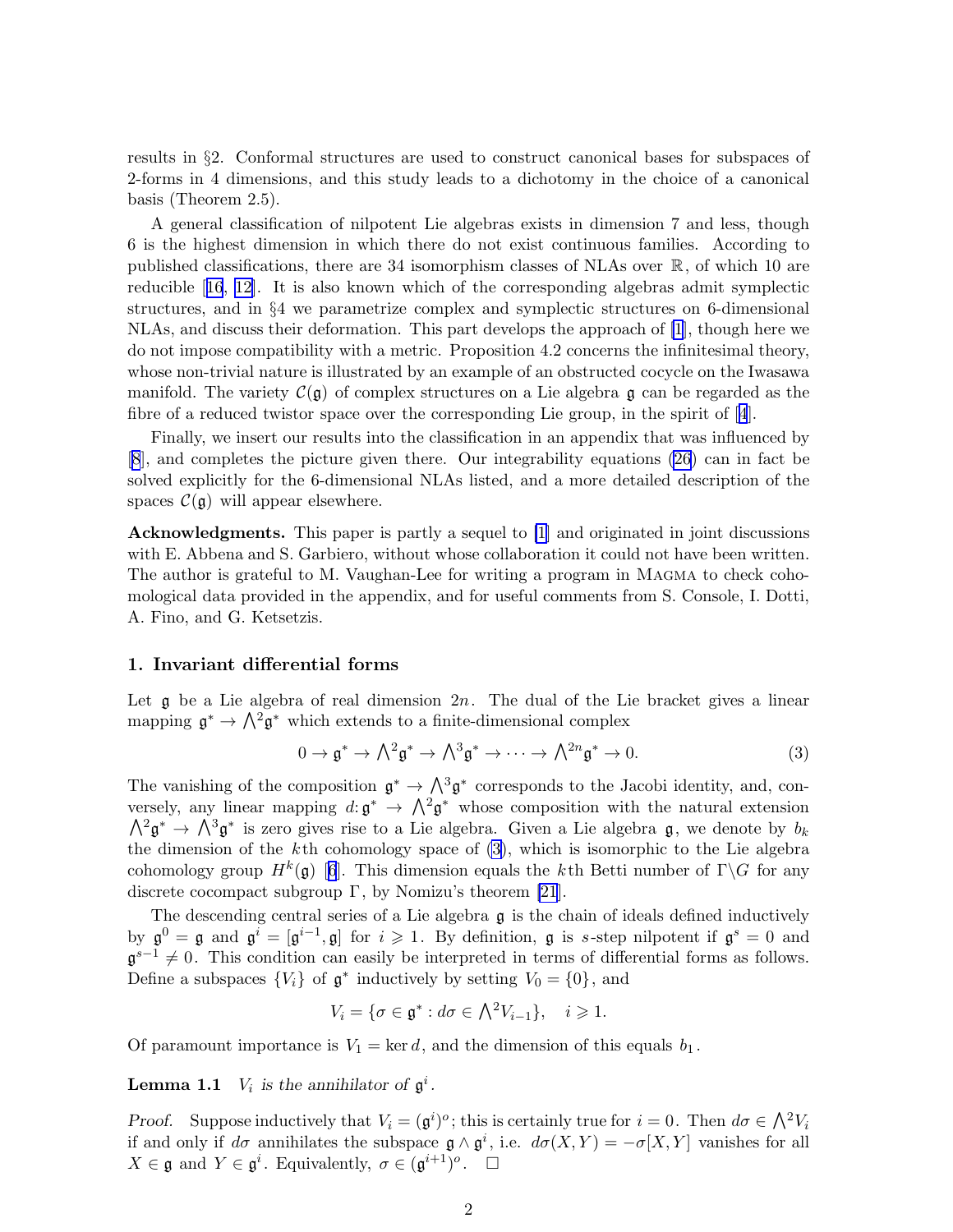results in §2. Conformal structures are used to construct canonical bases for subspaces of 2-forms in 4 dimensions, and this study leads to a dichotomy in the choice of a canonical basis (Theorem 2.5).

A general classification of nilpotent Lie algebras exists in dimension 7 and less, though 6 is the highest dimension in which there do not exist continuous families. According to published classifications, there are 34 isomorphism classes of NLAs over $\mathbb{R}$, of which 10 are reducible [16, 12]. It is also known which of the corresponding algebras admit symplectic structures, and in §4 we parametrize complex and symplectic structures on 6-dimensional NLAs, and discuss their deformation. This part develops the approach of [1], though here we do not impose compatibility with a metric. Proposition 4.2 concerns the infinitesimal theory, whose non-trivial nature is illustrated by an example of an obstructed cocycle on the Iwasawa manifold. The variety $\mathcal{C}(\mathfrak{g})$ of complex structures on a Lie algebra $\mathfrak{g}$ can be regarded as the fibre of a reduced twistor space over the corresponding Lie group, in the spirit of [4].

Finally, we insert our results into the classification in an appendix that was influenced by [8], and completes the picture given there. Our integrability equations (26) can in fact be solved explicitly for the 6-dimensional NLAs listed, and a more detailed description of the spaces $\mathcal{C}(\mathfrak{g})$ will appear elsewhere.

**Acknowledgments.** This paper is partly a sequel to [1] and originated in joint discussions with E. Abbena and S. Garbiero, without whose collaboration it could not have been written. The author is grateful to M. Vaughan-Lee for writing a program in MAGMA to check cohomological data provided in the appendix, and for useful comments from S. Console, I. Dotti, A. Fino, and G. Ketsetzis.

## 1. Invariant differential forms

Let $\mathfrak{g}$ be a Lie algebra of real dimension $2n$. The dual of the Lie bracket gives a linear mapping $\mathfrak{g}^* \to \bigwedge^2\mathfrak{g}^*$ which extends to a finite-dimensional complex

$$0 \to \mathfrak{g}^* \to \textstyle\bigwedge^2\mathfrak{g}^* \to \bigwedge^3\mathfrak{g}^* \to \cdots \to \bigwedge^{2n}\mathfrak{g}^* \to 0. \tag{3}$$

The vanishing of the composition $\mathfrak{g}^* \to \bigwedge^3\mathfrak{g}^*$ corresponds to the Jacobi identity, and, conversely, any linear mapping $d\colon \mathfrak{g}^* \to \bigwedge^2\mathfrak{g}^*$ whose composition with the natural extension $\bigwedge^2\mathfrak{g}^* \to \bigwedge^3\mathfrak{g}^*$ is zero gives rise to a Lie algebra. Given a Lie algebra $\mathfrak{g}$, we denote by $b_k$ the dimension of the $k$th cohomology space of (3), which is isomorphic to the Lie algebra cohomology group $H^k(\mathfrak{g})$ [6]. This dimension equals the $k$th Betti number of $\Gamma\backslash G$ for any discrete cocompact subgroup $\Gamma$, by Nomizu's theorem [21].

The descending central series of a Lie algebra $\mathfrak{g}$ is the chain of ideals defined inductively by $\mathfrak{g}^0 = \mathfrak{g}$ and $\mathfrak{g}^i = [\mathfrak{g}^{i-1}, \mathfrak{g}]$ for $i \geqslant 1$. By definition, $\mathfrak{g}$ is $s$-step nilpotent if $\mathfrak{g}^s = 0$ and $\mathfrak{g}^{s-1} \neq 0$. This condition can easily be interpreted in terms of differential forms as follows. Define a subspaces $\{V_i\}$ of $\mathfrak{g}^*$ inductively by setting $V_0 = \{0\}$, and

$$V_i = \{\sigma \in \mathfrak{g}^* : d\sigma \in \textstyle\bigwedge^2 V_{i-1}\}, \quad i \geqslant 1.$$

Of paramount importance is $V_1 = \ker d$, and the dimension of this equals $b_1$.

**Lemma 1.1** *$V_i$ is the annihilator of $\mathfrak{g}^i$.*

*Proof.* Suppose inductively that $V_i = (\mathfrak{g}^i)^o$; this is certainly true for $i = 0$. Then $d\sigma \in \bigwedge^2 V_i$ if and only if $d\sigma$ annihilates the subspace $\mathfrak{g} \wedge \mathfrak{g}^i$, i.e. $d\sigma(X, Y) = -\sigma[X, Y]$ vanishes for all $X \in \mathfrak{g}$ and $Y \in \mathfrak{g}^i$. Equivalently, $\sigma \in (\mathfrak{g}^{i+1})^o$. $\square$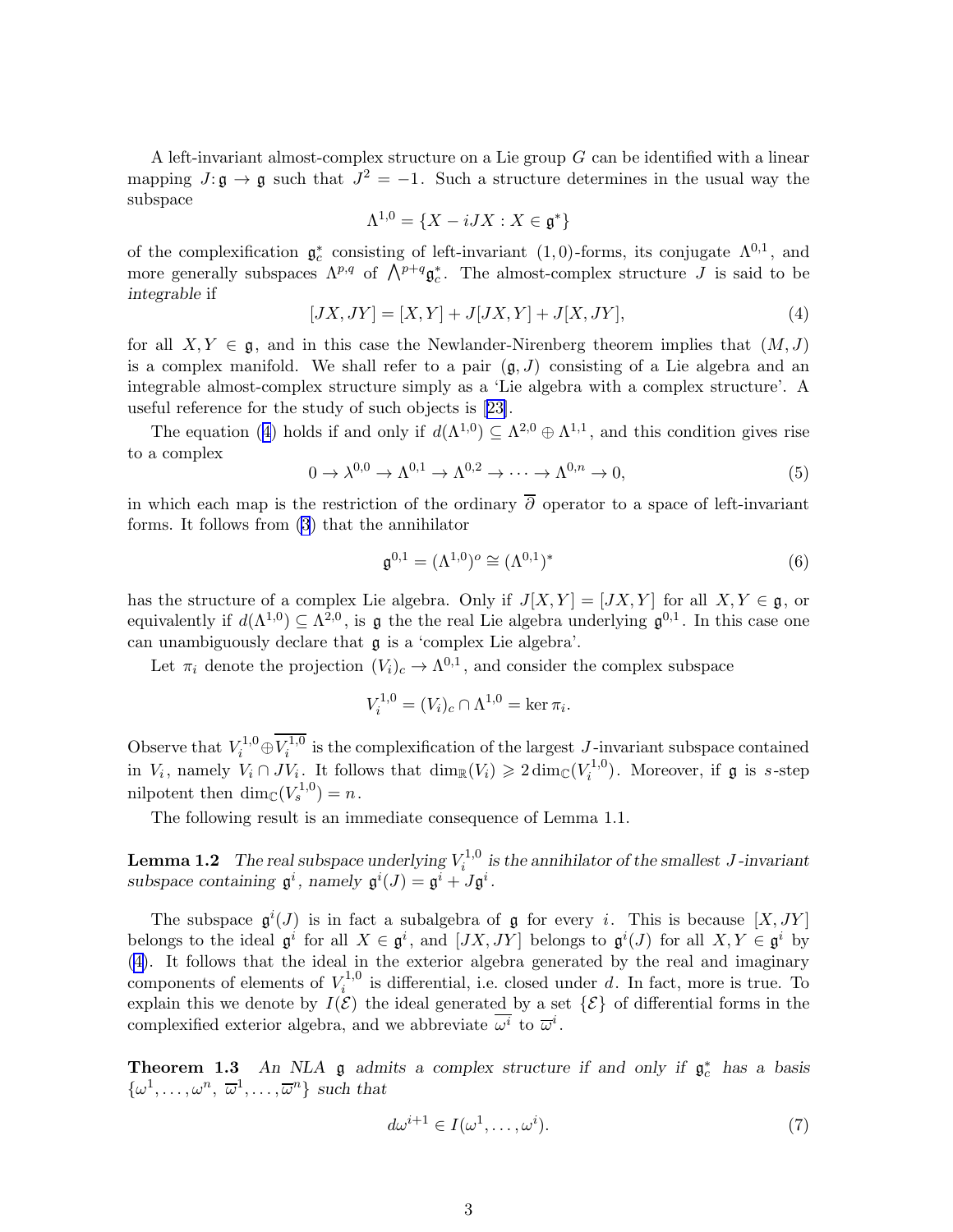A left-invariant almost-complex structure on a Lie group $G$ can be identified with a linear mapping $J\colon \mathfrak{g} \to \mathfrak{g}$ such that $J^2 = -1$. Such a structure determines in the usual way the subspace

$$\Lambda^{1,0} = \{X - iJX : X \in \mathfrak{g}^*\}$$

of the complexification $\mathfrak{g}_c^*$ consisting of left-invariant $(1,0)$-forms, its conjugate $\Lambda^{0,1}$, and more generally subspaces $\Lambda^{p,q}$ of $\bigwedge^{p+q}\mathfrak{g}_c^*$. The almost-complex structure $J$ is said to be *integrable* if

$$[JX, JY] = [X, Y] + J[JX, Y] + J[X, JY], \tag{4}$$

for all $X, Y \in \mathfrak{g}$, and in this case the Newlander-Nirenberg theorem implies that $(M, J)$ is a complex manifold. We shall refer to a pair $(\mathfrak{g}, J)$ consisting of a Lie algebra and an integrable almost-complex structure simply as a 'Lie algebra with a complex structure'. A useful reference for the study of such objects is [23].

The equation (4) holds if and only if $d(\Lambda^{1,0}) \subseteq \Lambda^{2,0} \oplus \Lambda^{1,1}$, and this condition gives rise to a complex

$$0 \to \lambda^{0,0} \to \Lambda^{0,1} \to \Lambda^{0,2} \to \cdots \to \Lambda^{0,n} \to 0, \tag{5}$$

in which each map is the restriction of the ordinary $\overline{\partial}$ operator to a space of left-invariant forms. It follows from (3) that the annihilator

$$\mathfrak{g}^{0,1} = (\Lambda^{1,0})^o \cong (\Lambda^{0,1})^* \tag{6}$$

has the structure of a complex Lie algebra. Only if $J[X, Y] = [JX, Y]$ for all $X, Y \in \mathfrak{g}$, or equivalently if $d(\Lambda^{1,0}) \subseteq \Lambda^{2,0}$, is $\mathfrak{g}$ the the real Lie algebra underlying $\mathfrak{g}^{0,1}$. In this case one can unambiguously declare that $\mathfrak{g}$ is a 'complex Lie algebra'.

Let $\pi_i$ denote the projection $(V_i)_c \to \Lambda^{0,1}$, and consider the complex subspace

$$V_i^{1,0} = (V_i)_c \cap \Lambda^{1,0} = \ker \pi_i.$$

Observe that $V_i^{1,0} \oplus \overline{V_i^{1,0}}$ is the complexification of the largest $J$-invariant subspace contained in $V_i$, namely $V_i \cap JV_i$. It follows that $\dim_{\mathbb{R}}(V_i) \geqslant 2\dim_{\mathbb{C}}(V_i^{1,0})$. Moreover, if $\mathfrak{g}$ is $s$-step nilpotent then $\dim_{\mathbb{C}}(V_s^{1,0}) = n$.

The following result is an immediate consequence of Lemma 1.1.

**Lemma 1.2** *The real subspace underlying $V_i^{1,0}$ is the annihilator of the smallest $J$-invariant subspace containing $\mathfrak{g}^i$, namely $\mathfrak{g}^i(J) = \mathfrak{g}^i + J\mathfrak{g}^i$.*

The subspace $\mathfrak{g}^i(J)$ is in fact a subalgebra of $\mathfrak{g}$ for every $i$. This is because $[X, JY]$ belongs to the ideal $\mathfrak{g}^i$ for all $X \in \mathfrak{g}^i$, and $[JX, JY]$ belongs to $\mathfrak{g}^i(J)$ for all $X, Y \in \mathfrak{g}^i$ by (4). It follows that the ideal in the exterior algebra generated by the real and imaginary components of elements of $V_i^{1,0}$ is differential, i.e. closed under $d$. In fact, more is true. To explain this we denote by $I(\mathcal{E})$ the ideal generated by a set $\{\mathcal{E}\}$ of differential forms in the complexified exterior algebra, and we abbreviate $\overline{\omega^i}$ to $\overline{\omega}^i$.

**Theorem 1.3** *An NLA $\mathfrak{g}$ admits a complex structure if and only if $\mathfrak{g}_c^*$ has a basis $\{\omega^1, \ldots, \omega^n, \overline{\omega}^1, \ldots, \overline{\omega}^n\}$ such that*

$$d\omega^{i+1} \in I(\omega^1, \ldots, \omega^i). \tag{7}$$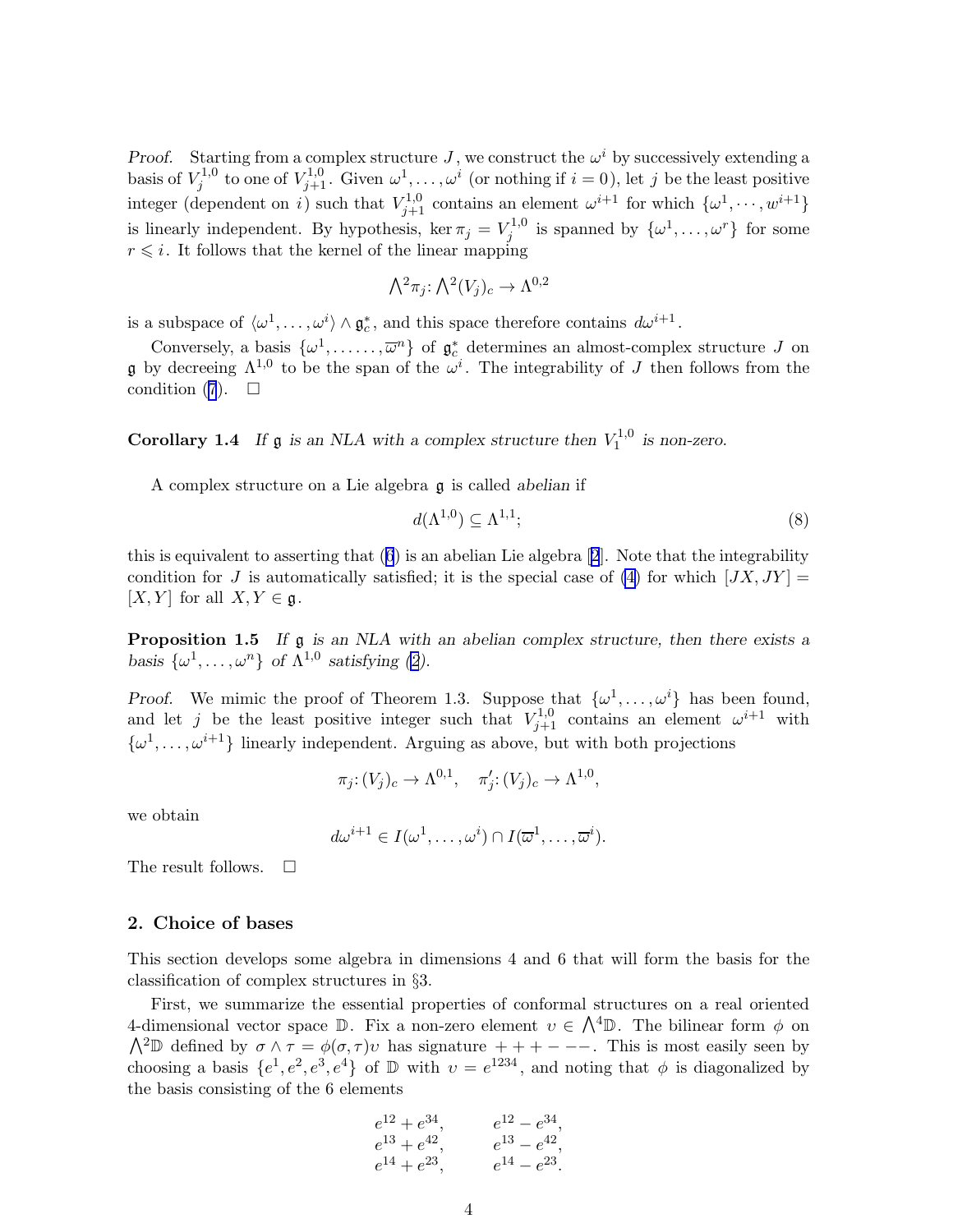*Proof.* Starting from a complex structure $J$, we construct the $\omega^i$ by successively extending a basis of $V_j^{1,0}$ to one of $V_{j+1}^{1,0}$. Given $\omega^1, \ldots, \omega^i$ (or nothing if $i = 0$), let $j$ be the least positive integer (dependent on $i$) such that $V_{j+1}^{1,0}$ contains an element $\omega^{i+1}$ for which $\{\omega^1, \cdots, w^{i+1}\}$ is linearly independent. By hypothesis, $\ker \pi_j = V_j^{1,0}$ is spanned by $\{\omega^1, \ldots, \omega^r\}$ for some $r \leqslant i$. It follows that the kernel of the linear mapping

$$\bigwedge^2 \pi_j \colon \bigwedge^2 (V_j)_c \to \Lambda^{0,2}$$

is a subspace of $\langle \omega^1, \ldots, \omega^i \rangle \wedge \mathfrak{g}_c^*$, and this space therefore contains $d\omega^{i+1}$.

Conversely, a basis $\{\omega^1, \ldots\ldots, \overline{\omega}^n\}$ of $\mathfrak{g}_c^*$ determines an almost-complex structure $J$ on $\mathfrak{g}$ by decreeing $\Lambda^{1,0}$ to be the span of the $\omega^i$. The integrability of $J$ then follows from the condition (7). $\square$

**Corollary 1.4** *If $\mathfrak{g}$ is an NLA with a complex structure then $V_1^{1,0}$ is non-zero.*

A complex structure on a Lie algebra $\mathfrak{g}$ is called *abelian* if

$$d(\Lambda^{1,0}) \subseteq \Lambda^{1,1}; \tag{8}$$

this is equivalent to asserting that (6) is an abelian Lie algebra [2]. Note that the integrability condition for $J$ is automatically satisfied; it is the special case of (4) for which $[JX, JY] = [X, Y]$ for all $X, Y \in \mathfrak{g}$.

**Proposition 1.5** *If $\mathfrak{g}$ is an NLA with an abelian complex structure, then there exists a basis $\{\omega^1, \ldots, \omega^n\}$ of $\Lambda^{1,0}$ satisfying (2).*

*Proof.* We mimic the proof of Theorem 1.3. Suppose that $\{\omega^1, \ldots, \omega^i\}$ has been found, and let $j$ be the least positive integer such that $V_{j+1}^{1,0}$ contains an element $\omega^{i+1}$ with $\{\omega^1, \ldots, \omega^{i+1}\}$ linearly independent. Arguing as above, but with both projections

$$\pi_j \colon (V_j)_c \to \Lambda^{0,1}, \quad \pi_j' \colon (V_j)_c \to \Lambda^{1,0},$$

we obtain

$$d\omega^{i+1} \in I(\omega^1, \ldots, \omega^i) \cap I(\overline{\omega}^1, \ldots, \overline{\omega}^i).$$

The result follows. $\square$

## 2. Choice of bases

This section develops some algebra in dimensions 4 and 6 that will form the basis for the classification of complex structures in §3.

First, we summarize the essential properties of conformal structures on a real oriented 4-dimensional vector space $\mathbb{D}$. Fix a non-zero element $\upsilon \in \bigwedge^4 \mathbb{D}$. The bilinear form $\phi$ on $\bigwedge^2 \mathbb{D}$ defined by $\sigma \wedge \tau = \phi(\sigma, \tau)\upsilon$ has signature $+++---$. This is most easily seen by choosing a basis $\{e^1, e^2, e^3, e^4\}$ of $\mathbb{D}$ with $\upsilon = e^{1234}$, and noting that $\phi$ is diagonalized by the basis consisting of the 6 elements

$$\begin{array}{ll} e^{12} + e^{34}, & \quad e^{12} - e^{34}, \\ e^{13} + e^{42}, & \quad e^{13} - e^{42}, \\ e^{14} + e^{23}, & \quad e^{14} - e^{23}. \end{array}$$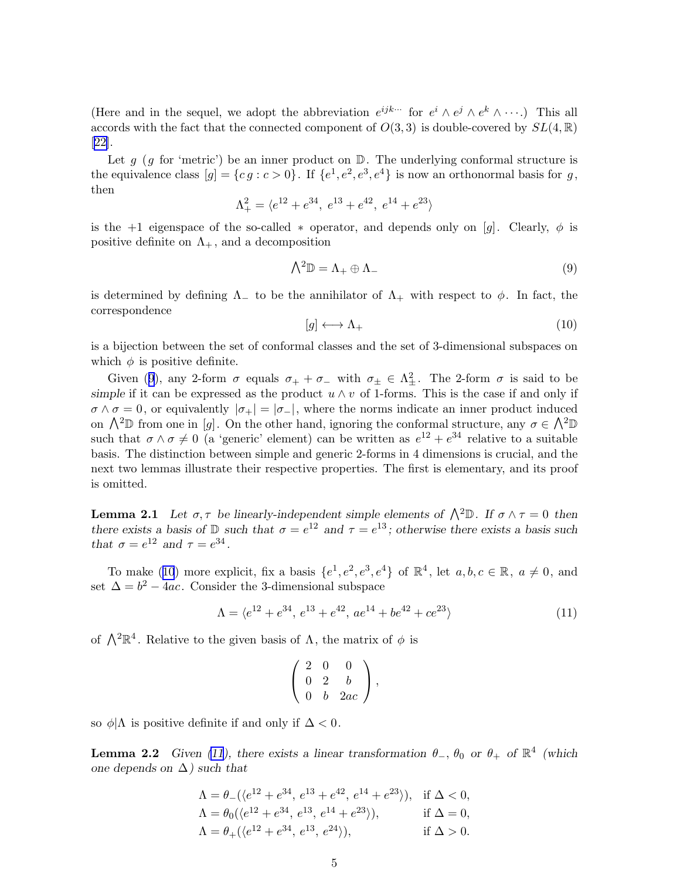(Here and in the sequel, we adopt the abbreviation $e^{ijk\cdots}$ for $e^i \wedge e^j \wedge e^k \wedge \cdots$.) This all accords with the fact that the connected component of $O(3,3)$ is double-covered by $SL(4,\mathbb{R})$ [22].

Let $g$ ($g$ for 'metric') be an inner product on $\mathbb{D}$. The underlying conformal structure is the equivalence class $[g] = \{c\,g : c > 0\}$. If $\{e^1, e^2, e^3, e^4\}$ is now an orthonormal basis for $g$, then

$$\Lambda^2_+ = \langle e^{12} + e^{34},\ e^{13} + e^{42},\ e^{14} + e^{23}\rangle$$

is the $+1$ eigenspace of the so-called $*$ operator, and depends only on $[g]$. Clearly, $\phi$ is positive definite on $\Lambda_+$, and a decomposition

$$\textstyle\bigwedge^2\mathbb{D} = \Lambda_+ \oplus \Lambda_- \tag{9}$$

is determined by defining $\Lambda_-$ to be the annihilator of $\Lambda_+$ with respect to $\phi$. In fact, the correspondence

$$[g] \longleftrightarrow \Lambda_+ \tag{10}$$

is a bijection between the set of conformal classes and the set of 3-dimensional subspaces on which $\phi$ is positive definite.

Given (9), any 2-form $\sigma$ equals $\sigma_+ + \sigma_-$ with $\sigma_\pm \in \Lambda^2_\pm$. The 2-form $\sigma$ is said to be *simple* if it can be expressed as the product $u \wedge v$ of 1-forms. This is the case if and only if $\sigma \wedge \sigma = 0$, or equivalently $|\sigma_+| = |\sigma_-|$, where the norms indicate an inner product induced on $\bigwedge^2\mathbb{D}$ from one in $[g]$. On the other hand, ignoring the conformal structure, any $\sigma \in \bigwedge^2\mathbb{D}$ such that $\sigma \wedge \sigma \neq 0$ (a 'generic' element) can be written as $e^{12} + e^{34}$ relative to a suitable basis. The distinction between simple and generic 2-forms in 4 dimensions is crucial, and the next two lemmas illustrate their respective properties. The first is elementary, and its proof is omitted.

**Lemma 2.1** *Let $\sigma, \tau$ be linearly-independent simple elements of $\bigwedge^2\mathbb{D}$. If $\sigma \wedge \tau = 0$ then there exists a basis of $\mathbb{D}$ such that $\sigma = e^{12}$ and $\tau = e^{13}$; otherwise there exists a basis such that $\sigma = e^{12}$ and $\tau = e^{34}$.*

To make (10) more explicit, fix a basis $\{e^1, e^2, e^3, e^4\}$ of $\mathbb{R}^4$, let $a, b, c \in \mathbb{R}$, $a \neq 0$, and set $\Delta = b^2 - 4ac$. Consider the 3-dimensional subspace

$$\Lambda = \langle e^{12} + e^{34},\ e^{13} + e^{42},\ ae^{14} + be^{42} + ce^{23}\rangle \tag{11}$$

of $\bigwedge^2\mathbb{R}^4$. Relative to the given basis of $\Lambda$, the matrix of $\phi$ is

$$\begin{pmatrix} 2 & 0 & 0 \\ 0 & 2 & b \\ 0 & b & 2ac \end{pmatrix},$$

so $\phi|\Lambda$ is positive definite if and only if $\Delta < 0$.

**Lemma 2.2** *Given (11), there exists a linear transformation $\theta_-$, $\theta_0$ or $\theta_+$ of $\mathbb{R}^4$ (which one depends on $\Delta$) such that*

$$\begin{array}{ll}
\Lambda = \theta_-(\langle e^{12} + e^{34},\ e^{13} + e^{42},\ e^{14} + e^{23}\rangle), & \text{if } \Delta < 0, \\
\Lambda = \theta_0(\langle e^{12} + e^{34},\ e^{13},\ e^{14} + e^{23}\rangle), & \text{if } \Delta = 0, \\
\Lambda = \theta_+(\langle e^{12} + e^{34},\ e^{13},\ e^{24}\rangle), & \text{if } \Delta > 0.
\end{array}$$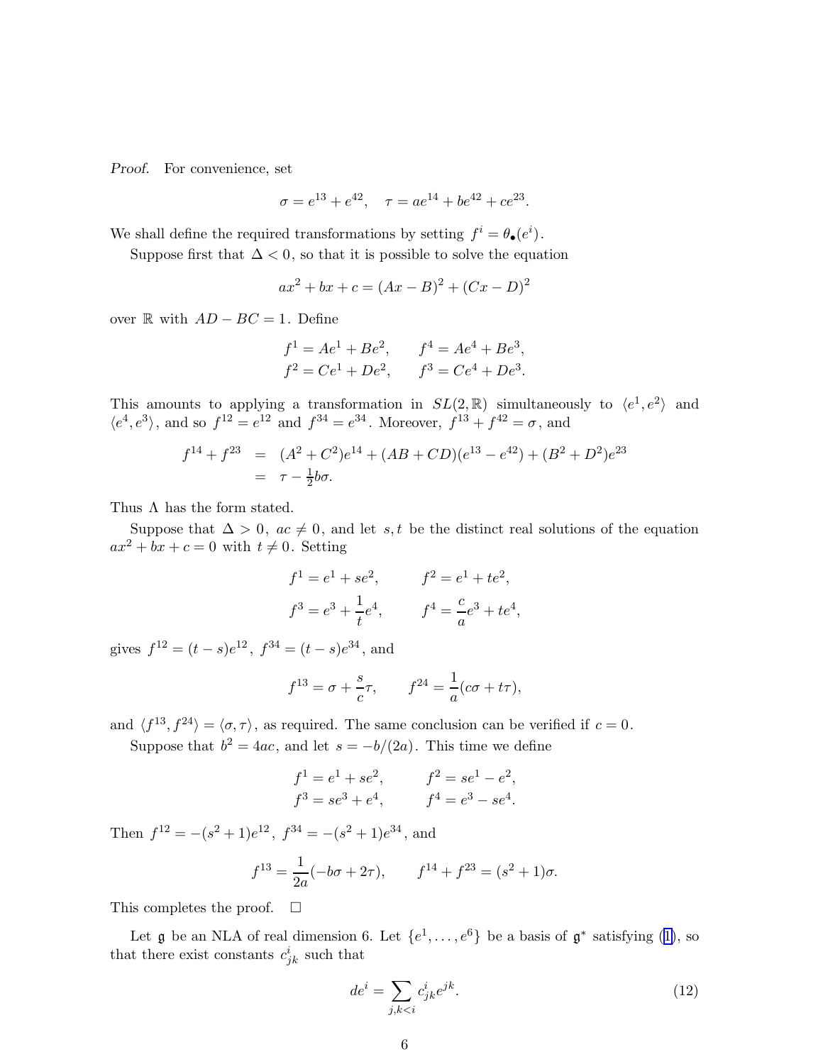*Proof.* For convenience, set

$$\sigma = e^{13} + e^{42}, \quad \tau = ae^{14} + be^{42} + ce^{23}.$$

We shall define the required transformations by setting $f^i = \theta_\bullet(e^i)$.

Suppose first that $\Delta < 0$, so that it is possible to solve the equation

$$ax^2 + bx + c = (Ax - B)^2 + (Cx - D)^2$$

over $\mathbb{R}$ with $AD - BC = 1$. Define

$$\begin{array}{ll} f^1 = Ae^1 + Be^2, & f^4 = Ae^4 + Be^3, \\ f^2 = Ce^1 + De^2, & f^3 = Ce^4 + De^3. \end{array}$$

This amounts to applying a transformation in $SL(2, \mathbb{R})$ simultaneously to $\langle e^1, e^2 \rangle$ and $\langle e^4, e^3 \rangle$, and so $f^{12} = e^{12}$ and $f^{34} = e^{34}$. Moreover, $f^{13} + f^{42} = \sigma$, and

$$\begin{array}{rcl} f^{14} + f^{23} & = & (A^2 + C^2)e^{14} + (AB + CD)(e^{13} - e^{42}) + (B^2 + D^2)e^{23} \\ & = & \tau - \frac{1}{2}b\sigma. \end{array}$$

Thus $\Lambda$ has the form stated.

Suppose that $\Delta > 0$, $ac \neq 0$, and let $s, t$ be the distinct real solutions of the equation $ax^2 + bx + c = 0$ with $t \neq 0$. Setting

$$\begin{array}{ll} f^1 = e^1 + se^2, & f^2 = e^1 + te^2, \\ f^3 = e^3 + \dfrac{1}{t}e^4, & f^4 = \dfrac{c}{a}e^3 + te^4, \end{array}$$

gives $f^{12} = (t - s)e^{12}$, $f^{34} = (t - s)e^{34}$, and

$$f^{13} = \sigma + \frac{s}{c}\tau, \qquad f^{24} = \frac{1}{a}(c\sigma + t\tau),$$

and $\langle f^{13}, f^{24} \rangle = \langle \sigma, \tau \rangle$, as required. The same conclusion can be verified if $c = 0$.

Suppose that $b^2 = 4ac$, and let $s = -b/(2a)$. This time we define

$$\begin{array}{ll} f^1 = e^1 + se^2, & f^2 = se^1 - e^2, \\ f^3 = se^3 + e^4, & f^4 = e^3 - se^4. \end{array}$$

Then $f^{12} = -(s^2 + 1)e^{12}$, $f^{34} = -(s^2 + 1)e^{34}$, and

$$f^{13} = \frac{1}{2a}(-b\sigma + 2\tau), \qquad f^{14} + f^{23} = (s^2 + 1)\sigma.$$

This completes the proof. $\square$

Let $\mathfrak{g}$ be an NLA of real dimension 6. Let $\{e^1, \ldots, e^6\}$ be a basis of $\mathfrak{g}^*$ satisfying (1), so that there exist constants $c^i_{jk}$ such that

$$de^i = \sum_{j,k<i} c^i_{jk} e^{jk}. \tag{12}$$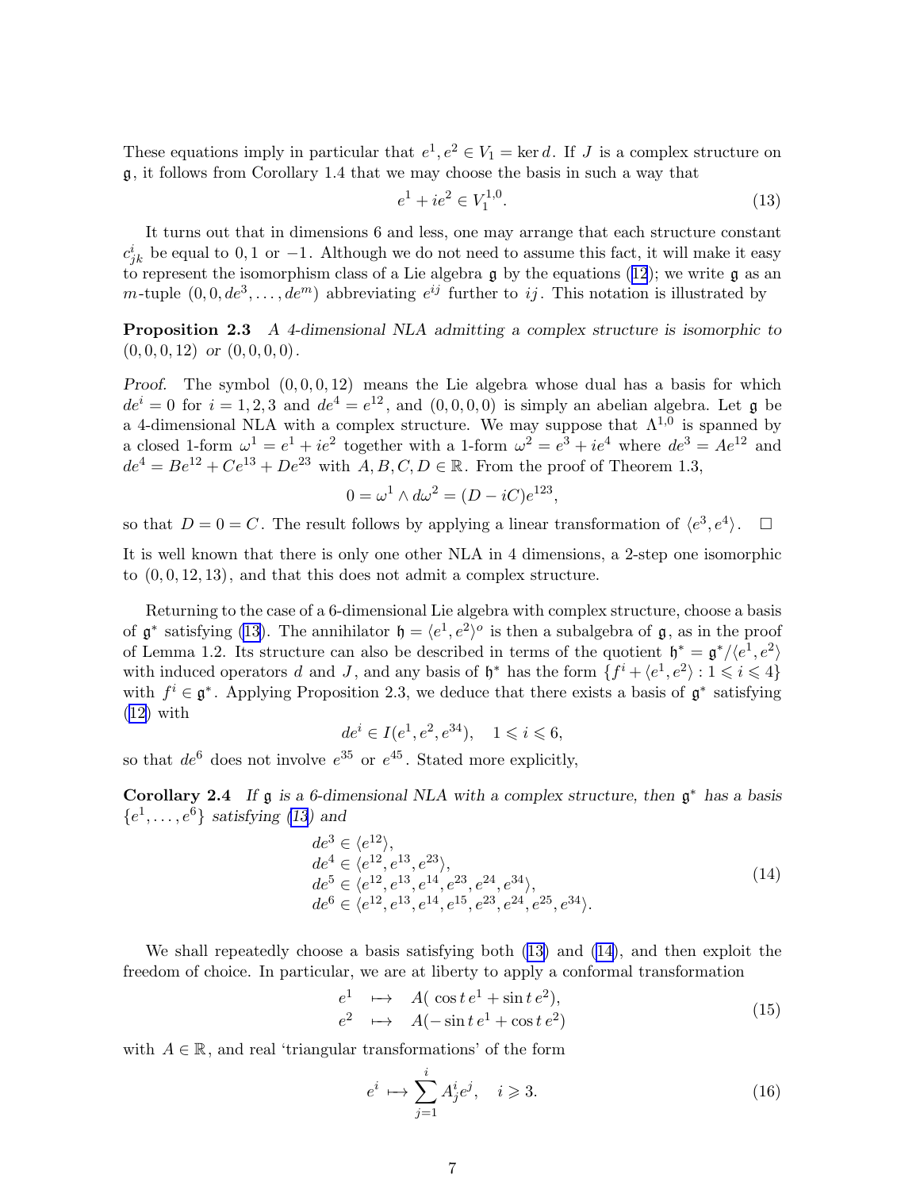These equations imply in particular that $e^1, e^2 \in V_1 = \ker d$. If $J$ is a complex structure on $\mathfrak{g}$, it follows from Corollary 1.4 that we may choose the basis in such a way that

$$e^1 + ie^2 \in V_1^{1,0}. \tag{13}$$

It turns out that in dimensions 6 and less, one may arrange that each structure constant $c^i_{jk}$ be equal to $0, 1$ or $-1$. Although we do not need to assume this fact, it will make it easy to represent the isomorphism class of a Lie algebra $\mathfrak{g}$ by the equations (12); we write $\mathfrak{g}$ as an $m$-tuple $(0, 0, de^3, \ldots, de^m)$ abbreviating $e^{ij}$ further to $ij$. This notation is illustrated by

**Proposition 2.3** *A 4-dimensional NLA admitting a complex structure is isomorphic to* $(0, 0, 0, 12)$ *or* $(0, 0, 0, 0)$.

*Proof.* The symbol $(0, 0, 0, 12)$ means the Lie algebra whose dual has a basis for which $de^i = 0$ for $i = 1, 2, 3$ and $de^4 = e^{12}$, and $(0, 0, 0, 0)$ is simply an abelian algebra. Let $\mathfrak{g}$ be a 4-dimensional NLA with a complex structure. We may suppose that $\Lambda^{1,0}$ is spanned by a closed 1-form $\omega^1 = e^1 + ie^2$ together with a 1-form $\omega^2 = e^3 + ie^4$ where $de^3 = Ae^{12}$ and $de^4 = Be^{12} + Ce^{13} + De^{23}$ with $A, B, C, D \in \mathbb{R}$. From the proof of Theorem 1.3,

$$0 = \omega^1 \wedge d\omega^2 = (D - iC)e^{123},$$

so that $D = 0 = C$. The result follows by applying a linear transformation of $\langle e^3, e^4 \rangle$. $\square$

It is well known that there is only one other NLA in 4 dimensions, a 2-step one isomorphic to $(0, 0, 12, 13)$, and that this does not admit a complex structure.

Returning to the case of a 6-dimensional Lie algebra with complex structure, choose a basis of $\mathfrak{g}^*$ satisfying (13). The annihilator $\mathfrak{h} = \langle e^1, e^2 \rangle^o$ is then a subalgebra of $\mathfrak{g}$, as in the proof of Lemma 1.2. Its structure can also be described in terms of the quotient $\mathfrak{h}^* = \mathfrak{g}^*/\langle e^1, e^2 \rangle$ with induced operators $d$ and $J$, and any basis of $\mathfrak{h}^*$ has the form $\{f^i + \langle e^1, e^2 \rangle : 1 \leqslant i \leqslant 4\}$ with $f^i \in \mathfrak{g}^*$. Applying Proposition 2.3, we deduce that there exists a basis of $\mathfrak{g}^*$ satisfying (12) with

$$de^i \in I(e^1, e^2, e^{34}), \quad 1 \leqslant i \leqslant 6,$$

so that $de^6$ does not involve $e^{35}$ or $e^{45}$. Stated more explicitly,

**Corollary 2.4** *If $\mathfrak{g}$ is a 6-dimensional NLA with a complex structure, then $\mathfrak{g}^*$ has a basis* $\{e^1, \ldots, e^6\}$ *satisfying* (13) *and*

$$\begin{array}{l} de^3 \in \langle e^{12} \rangle, \\ de^4 \in \langle e^{12}, e^{13}, e^{23} \rangle, \\ de^5 \in \langle e^{12}, e^{13}, e^{14}, e^{23}, e^{24}, e^{34} \rangle, \\ de^6 \in \langle e^{12}, e^{13}, e^{14}, e^{15}, e^{23}, e^{24}, e^{25}, e^{34} \rangle. \end{array} \tag{14}$$

We shall repeatedly choose a basis satisfying both (13) and (14), and then exploit the freedom of choice. In particular, we are at liberty to apply a conformal transformation

$$\begin{array}{rcl} e^1 & \longmapsto & A(\ \cos t\, e^1 + \sin t\, e^2), \\ e^2 & \longmapsto & A(-\sin t\, e^1 + \cos t\, e^2) \end{array} \tag{15}$$

with $A \in \mathbb{R}$, and real 'triangular transformations' of the form

$$e^i \longmapsto \sum_{j=1}^{i} A^i_j e^j, \quad i \geqslant 3. \tag{16}$$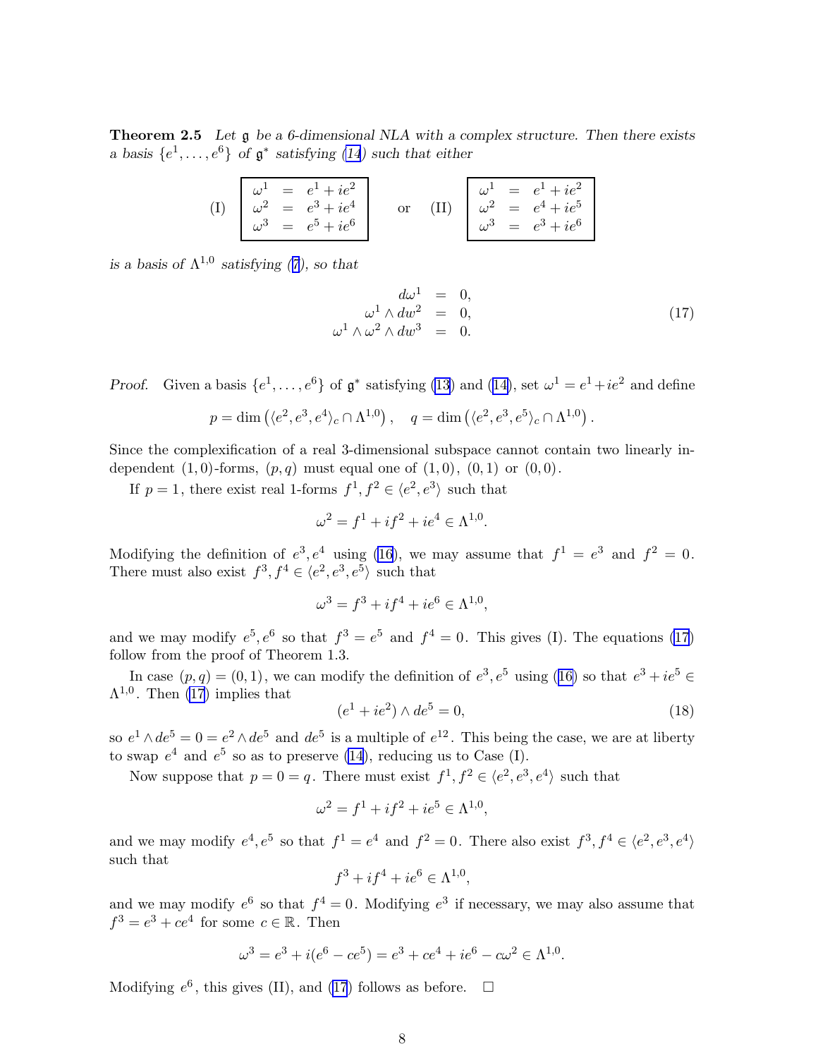**Theorem 2.5** *Let $\mathfrak{g}$ be a 6-dimensional NLA with a complex structure. Then there exists a basis $\{e^1,\ldots,e^6\}$ of $\mathfrak{g}^*$ satisfying (14) such that either*

$$\text{(I)}\quad \boxed{\begin{array}{rcl}\omega^1 &=& e^1+ie^2\\ \omega^2 &=& e^3+ie^4\\ \omega^3 &=& e^5+ie^6\end{array}} \qquad \text{or} \qquad \text{(II)}\quad \boxed{\begin{array}{rcl}\omega^1 &=& e^1+ie^2\\ \omega^2 &=& e^4+ie^5\\ \omega^3 &=& e^3+ie^6\end{array}}$$

*is a basis of $\Lambda^{1,0}$ satisfying (7), so that*

$$\begin{array}{rcl} d\omega^1 &=& 0,\\ \omega^1\wedge dw^2 &=& 0,\\ \omega^1\wedge\omega^2\wedge dw^3 &=& 0. \end{array} \tag{17}$$

*Proof.* Given a basis $\{e^1,\ldots,e^6\}$ of $\mathfrak{g}^*$ satisfying (13) and (14), set $\omega^1 = e^1+ie^2$ and define

$$p = \dim\left(\langle e^2,e^3,e^4\rangle_c \cap \Lambda^{1,0}\right),\quad q = \dim\left(\langle e^2,e^3,e^5\rangle_c \cap \Lambda^{1,0}\right).$$

Since the complexification of a real 3-dimensional subspace cannot contain two linearly independent $(1,0)$-forms, $(p,q)$ must equal one of $(1,0)$, $(0,1)$ or $(0,0)$.

If $p=1$, there exist real 1-forms $f^1,f^2\in\langle e^2,e^3\rangle$ such that

$$\omega^2 = f^1+if^2+ie^4\in\Lambda^{1,0}.$$

Modifying the definition of $e^3,e^4$ using (16), we may assume that $f^1=e^3$ and $f^2=0$. There must also exist $f^3,f^4\in\langle e^2,e^3,e^5\rangle$ such that

$$\omega^3 = f^3+if^4+ie^6\in\Lambda^{1,0},$$

and we may modify $e^5,e^6$ so that $f^3=e^5$ and $f^4=0$. This gives (I). The equations (17) follow from the proof of Theorem 1.3.

In case $(p,q)=(0,1)$, we can modify the definition of $e^3,e^5$ using (16) so that $e^3+ie^5\in\Lambda^{1,0}$. Then (17) implies that

$$(e^1+ie^2)\wedge de^5 = 0, \tag{18}$$

so $e^1\wedge de^5 = 0 = e^2\wedge de^5$ and $de^5$ is a multiple of $e^{12}$. This being the case, we are at liberty to swap $e^4$ and $e^5$ so as to preserve (14), reducing us to Case (I).

Now suppose that $p=0=q$. There must exist $f^1,f^2\in\langle e^2,e^3,e^4\rangle$ such that

$$\omega^2 = f^1+if^2+ie^5\in\Lambda^{1,0},$$

and we may modify $e^4,e^5$ so that $f^1=e^4$ and $f^2=0$. There also exist $f^3,f^4\in\langle e^2,e^3,e^4\rangle$ such that

$$f^3+if^4+ie^6\in\Lambda^{1,0},$$

and we may modify $e^6$ so that $f^4=0$. Modifying $e^3$ if necessary, we may also assume that $f^3=e^3+ce^4$ for some $c\in\mathbb{R}$. Then

$$\omega^3 = e^3+i(e^6-ce^5) = e^3+ce^4+ie^6-c\omega^2\in\Lambda^{1,0}.$$

Modifying $e^6$, this gives (II), and (17) follows as before. $\square$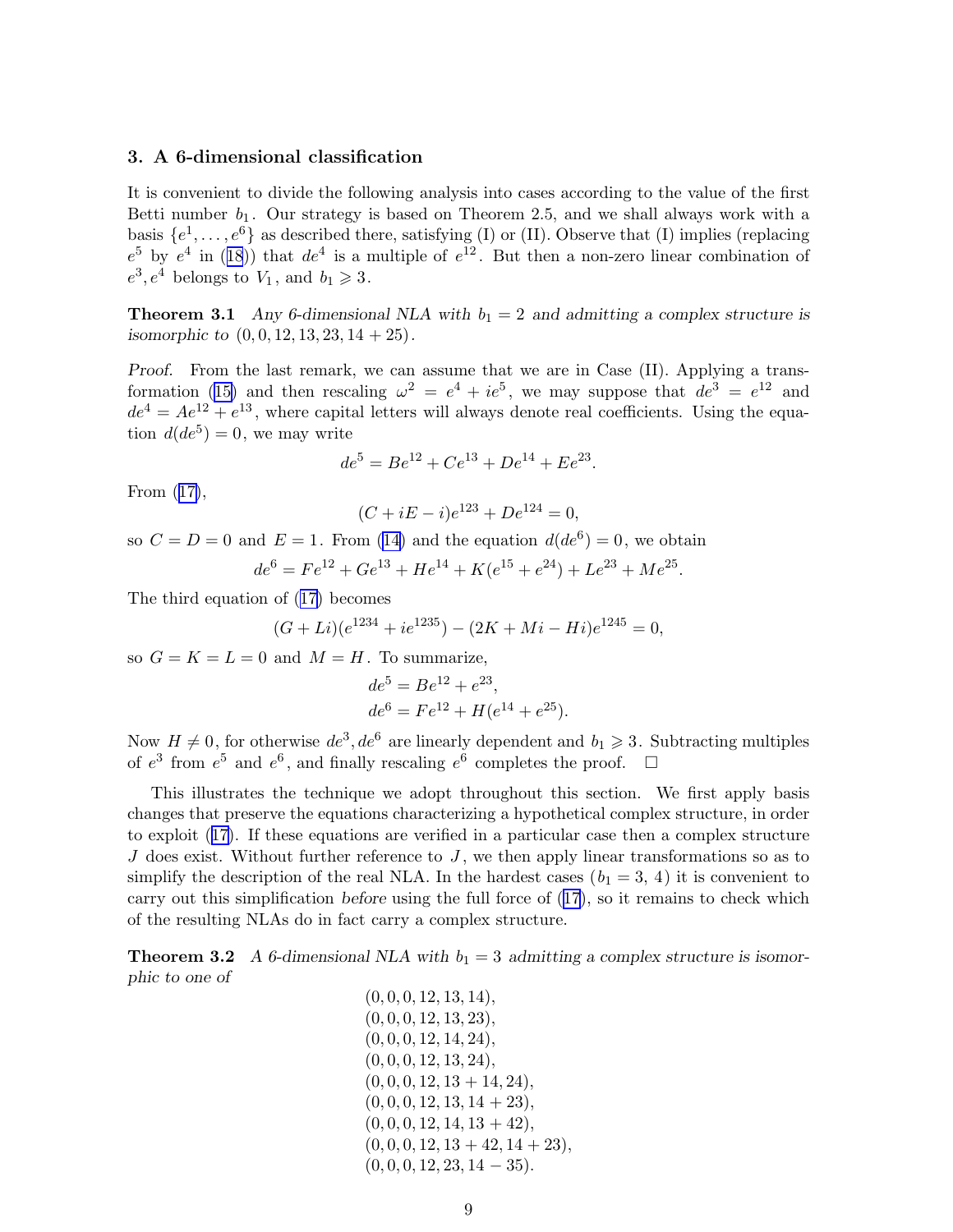### 3. A 6-dimensional classification

It is convenient to divide the following analysis into cases according to the value of the first Betti number $b_1$. Our strategy is based on Theorem 2.5, and we shall always work with a basis $\{e^1, \ldots, e^6\}$ as described there, satisfying (I) or (II). Observe that (I) implies (replacing $e^5$ by $e^4$ in (18)) that $de^4$ is a multiple of $e^{12}$. But then a non-zero linear combination of $e^3, e^4$ belongs to $V_1$, and $b_1 \geqslant 3$.

**Theorem 3.1** *Any 6-dimensional NLA with $b_1 = 2$ and admitting a complex structure is isomorphic to* $(0, 0, 12, 13, 23, 14 + 25)$.

*Proof.* From the last remark, we can assume that we are in Case (II). Applying a transformation (15) and then rescaling $\omega^2 = e^4 + ie^5$, we may suppose that $de^3 = e^{12}$ and $de^4 = Ae^{12} + e^{13}$, where capital letters will always denote real coefficients. Using the equation $d(de^5) = 0$, we may write

$$de^5 = Be^{12} + Ce^{13} + De^{14} + Ee^{23}.$$

From (17),

$$(C + iE - i)e^{123} + De^{124} = 0,$$

so $C = D = 0$ and $E = 1$. From (14) and the equation $d(de^6) = 0$, we obtain

$$de^6 = Fe^{12} + Ge^{13} + He^{14} + K(e^{15} + e^{24}) + Le^{23} + Me^{25}.$$

The third equation of (17) becomes

$$(G + Li)(e^{1234} + ie^{1235}) - (2K + Mi - Hi)e^{1245} = 0,$$

so $G = K = L = 0$ and $M = H$. To summarize,

$$de^5 = Be^{12} + e^{23},$$
$$de^6 = Fe^{12} + H(e^{14} + e^{25}).$$

Now $H \neq 0$, for otherwise $de^3, de^6$ are linearly dependent and $b_1 \geqslant 3$. Subtracting multiples of $e^3$ from $e^5$ and $e^6$, and finally rescaling $e^6$ completes the proof. $\square$

This illustrates the technique we adopt throughout this section. We first apply basis changes that preserve the equations characterizing a hypothetical complex structure, in order to exploit (17). If these equations are verified in a particular case then a complex structure $J$ does exist. Without further reference to $J$, we then apply linear transformations so as to simplify the description of the real NLA. In the hardest cases ($b_1 = 3$, $4$) it is convenient to carry out this simplification *before* using the full force of (17), so it remains to check which of the resulting NLAs do in fact carry a complex structure.

**Theorem 3.2** *A 6-dimensional NLA with $b_1 = 3$ admitting a complex structure is isomorphic to one of*

$$(0, 0, 0, 12, 13, 14),$$
$$(0, 0, 0, 12, 13, 23),$$
$$(0, 0, 0, 12, 14, 24),$$
$$(0, 0, 0, 12, 13, 24),$$
$$(0, 0, 0, 12, 13 + 14, 24),$$
$$(0, 0, 0, 12, 13, 14 + 23),$$
$$(0, 0, 0, 12, 14, 13 + 42),$$
$$(0, 0, 0, 12, 13 + 42, 14 + 23),$$
$$(0, 0, 0, 12, 23, 14 - 35).$$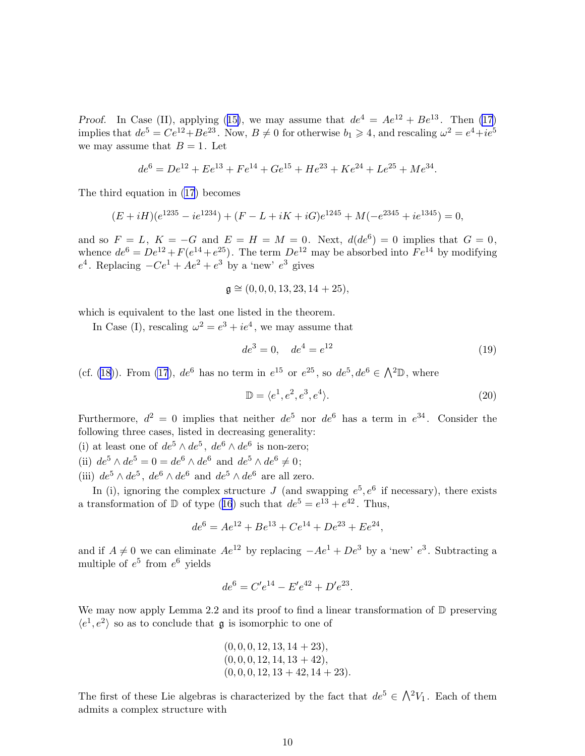*Proof.* In Case (II), applying (15), we may assume that $de^4 = Ae^{12} + Be^{13}$. Then (17) implies that $de^5 = Ce^{12}+Be^{23}$. Now, $B \neq 0$ for otherwise $b_1 \geqslant 4$, and rescaling $\omega^2 = e^4+ie^5$ we may assume that $B = 1$. Let

$$de^6 = De^{12} + Ee^{13} + Fe^{14} + Ge^{15} + He^{23} + Ke^{24} + Le^{25} + Me^{34}.$$

The third equation in (17) becomes

$$(E + iH)(e^{1235} - ie^{1234}) + (F - L + iK + iG)e^{1245} + M(-e^{2345} + ie^{1345}) = 0,$$

and so $F = L$, $K = -G$ and $E = H = M = 0$. Next, $d(de^6) = 0$ implies that $G = 0$, whence $de^6 = De^{12} + F(e^{14} + e^{25})$. The term $De^{12}$ may be absorbed into $Fe^{14}$ by modifying $e^4$. Replacing $-Ce^1 + Ae^2 + e^3$ by a 'new' $e^3$ gives

$$\mathfrak{g} \cong (0, 0, 0, 13, 23, 14 + 25),$$

which is equivalent to the last one listed in the theorem.

In Case (I), rescaling $\omega^2 = e^3 + ie^4$, we may assume that

$$de^3 = 0, \quad de^4 = e^{12} \tag{19}$$

(cf. (18)). From (17), $de^6$ has no term in $e^{15}$ or $e^{25}$, so $de^5, de^6 \in \bigwedge^2\mathbb{D}$, where

$$\mathbb{D} = \langle e^1, e^2, e^3, e^4\rangle. \tag{20}$$

Furthermore, $d^2 = 0$ implies that neither $de^5$ nor $de^6$ has a term in $e^{34}$. Consider the following three cases, listed in decreasing generality:

(i) at least one of $de^5 \wedge de^5$, $de^6 \wedge de^6$ is non-zero;

(ii) $de^5 \wedge de^5 = 0 = de^6 \wedge de^6$ and $de^5 \wedge de^6 \neq 0$;

(iii) $de^5 \wedge de^5$, $de^6 \wedge de^6$ and $de^5 \wedge de^6$ are all zero.

In (i), ignoring the complex structure $J$ (and swapping $e^5, e^6$ if necessary), there exists a transformation of $\mathbb{D}$ of type (16) such that $de^5 = e^{13} + e^{42}$. Thus,

$$de^6 = Ae^{12} + Be^{13} + Ce^{14} + De^{23} + Ee^{24},$$

and if $A \neq 0$ we can eliminate $Ae^{12}$ by replacing $-Ae^1 + De^3$ by a 'new' $e^3$. Subtracting a multiple of $e^5$ from $e^6$ yields

$$de^6 = C'e^{14} - E'e^{42} + D'e^{23}.$$

We may now apply Lemma 2.2 and its proof to find a linear transformation of $\mathbb{D}$ preserving $\langle e^1, e^2\rangle$ so as to conclude that $\mathfrak{g}$ is isomorphic to one of

$$(0, 0, 0, 12, 13, 14 + 23),$$
$$(0, 0, 0, 12, 14, 13 + 42),$$
$$(0, 0, 0, 12, 13 + 42, 14 + 23).$$

The first of these Lie algebras is characterized by the fact that $de^5 \in \bigwedge^2 V_1$. Each of them admits a complex structure with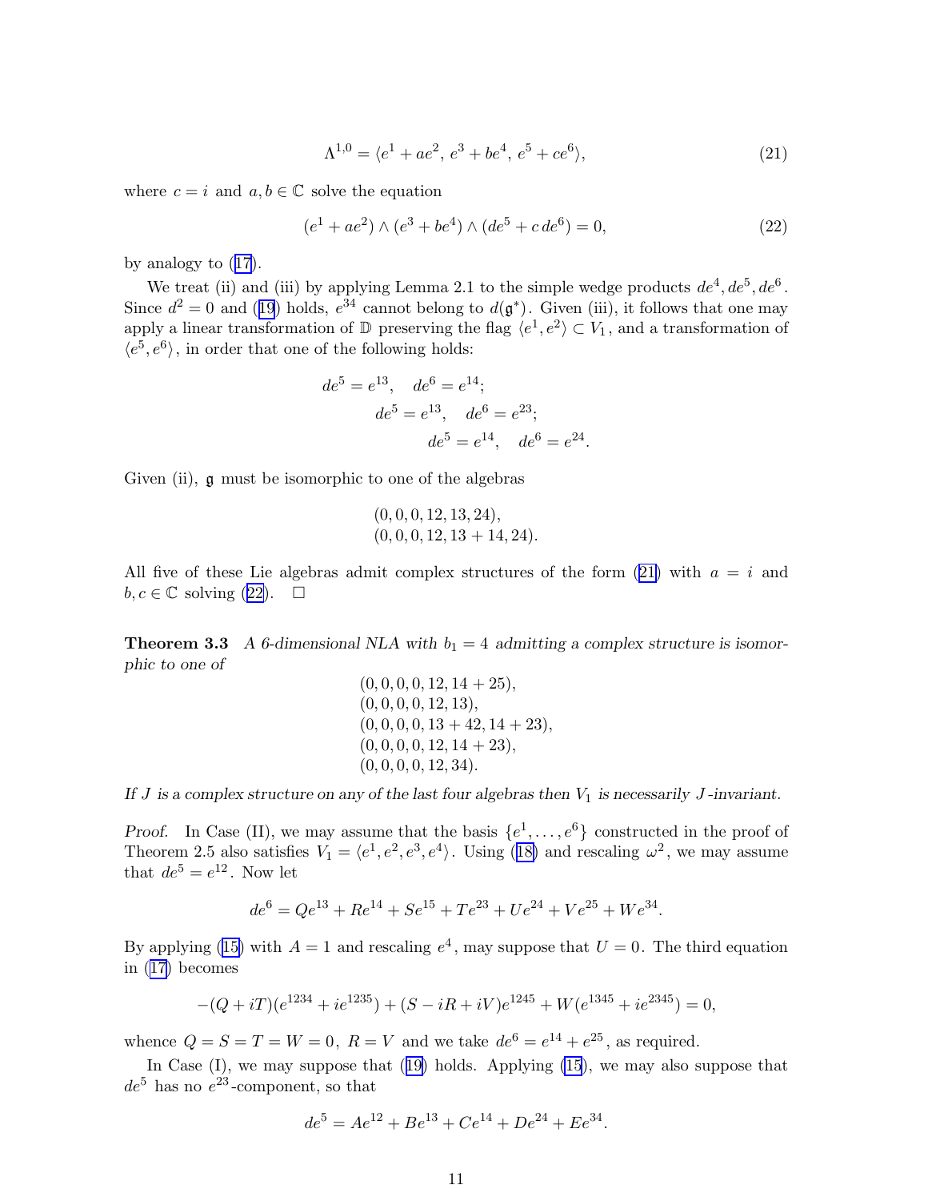$$\Lambda^{1,0} = \langle e^1 + ae^2,\, e^3 + be^4,\, e^5 + ce^6 \rangle, \tag{21}$$

where $c = i$ and $a, b \in \mathbb{C}$ solve the equation

$$(e^1 + ae^2) \wedge (e^3 + be^4) \wedge (de^5 + c\, de^6) = 0, \tag{22}$$

by analogy to (17).

We treat (ii) and (iii) by applying Lemma 2.1 to the simple wedge products $de^4, de^5, de^6$. Since $d^2 = 0$ and (19) holds, $e^{34}$ cannot belong to $d(\mathfrak{g}^*)$. Given (iii), it follows that one may apply a linear transformation of $\mathbb{D}$ preserving the flag $\langle e^1, e^2 \rangle \subset V_1$, and a transformation of $\langle e^5, e^6 \rangle$, in order that one of the following holds:

$$\begin{aligned} de^5 &= e^{13}, \quad de^6 = e^{14}; \\ de^5 &= e^{13}, \quad de^6 = e^{23}; \\ de^5 &= e^{14}, \quad de^6 = e^{24}. \end{aligned}$$

Given (ii), $\mathfrak{g}$ must be isomorphic to one of the algebras

$$\begin{gathered} (0, 0, 0, 12, 13, 24), \\ (0, 0, 0, 12, 13 + 14, 24). \end{gathered}$$

All five of these Lie algebras admit complex structures of the form (21) with $a = i$ and $b, c \in \mathbb{C}$ solving (22). $\square$

**Theorem 3.3** *A 6-dimensional NLA with $b_1 = 4$ admitting a complex structure is isomorphic to one of*

$$\begin{gathered} (0, 0, 0, 0, 12, 14 + 25), \\ (0, 0, 0, 0, 12, 13), \\ (0, 0, 0, 0, 13 + 42, 14 + 23), \\ (0, 0, 0, 0, 12, 14 + 23), \\ (0, 0, 0, 0, 12, 34). \end{gathered}$$

*If $J$ is a complex structure on any of the last four algebras then $V_1$ is necessarily $J$-invariant.*

*Proof.* In Case (II), we may assume that the basis $\{e^1, \ldots, e^6\}$ constructed in the proof of Theorem 2.5 also satisfies $V_1 = \langle e^1, e^2, e^3, e^4 \rangle$. Using (18) and rescaling $\omega^2$, we may assume that $de^5 = e^{12}$. Now let

$$de^6 = Qe^{13} + Re^{14} + Se^{15} + Te^{23} + Ue^{24} + Ve^{25} + We^{34}.$$

By applying (15) with $A = 1$ and rescaling $e^4$, may suppose that $U = 0$. The third equation in (17) becomes

$$-(Q + iT)(e^{1234} + ie^{1235}) + (S - iR + iV)e^{1245} + W(e^{1345} + ie^{2345}) = 0,$$

whence $Q = S = T = W = 0$, $R = V$ and we take $de^6 = e^{14} + e^{25}$, as required.

In Case (I), we may suppose that (19) holds. Applying (15), we may also suppose that $de^5$ has no $e^{23}$-component, so that

$$de^5 = Ae^{12} + Be^{13} + Ce^{14} + De^{24} + Ee^{34}.$$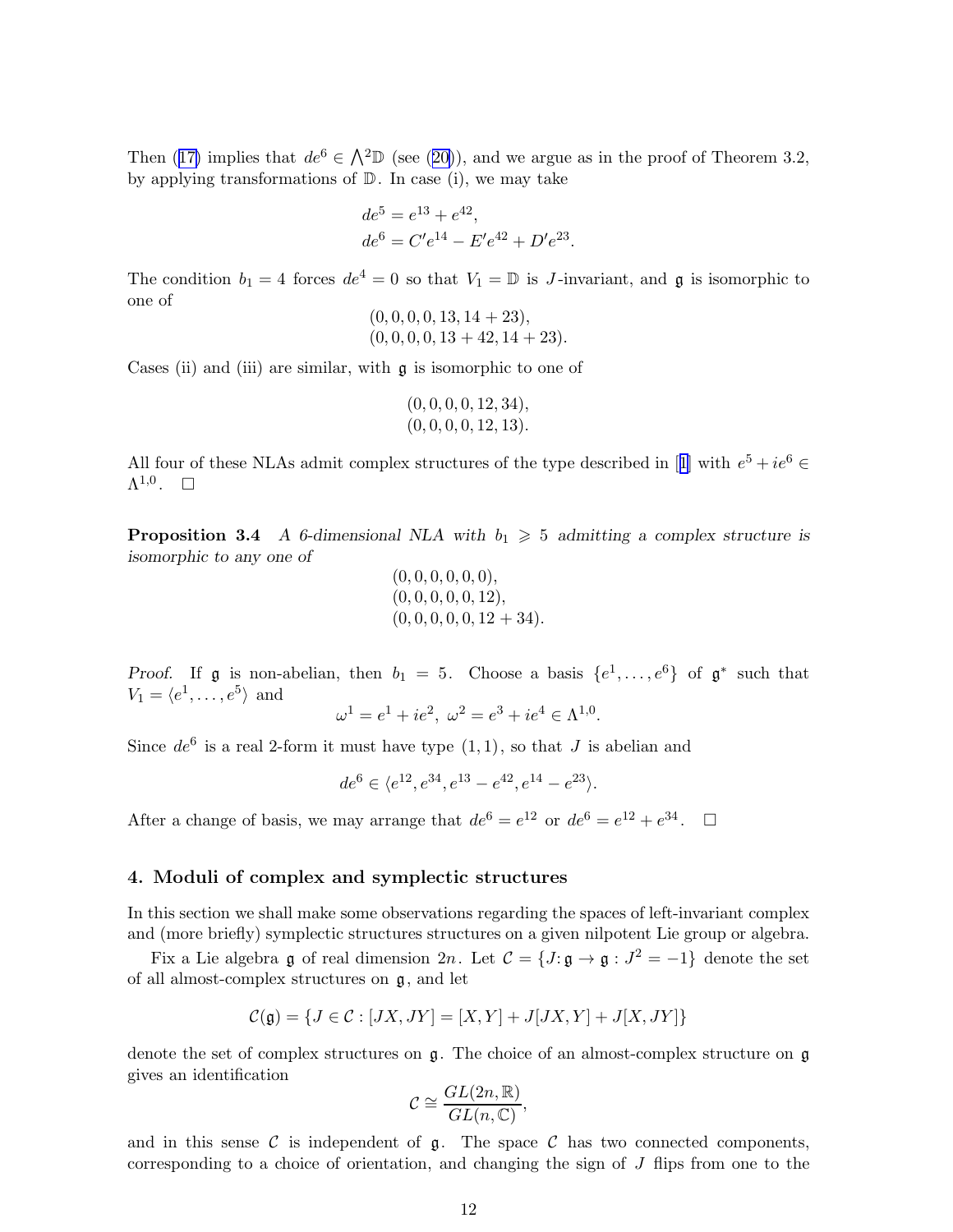Then (17) implies that $de^6 \in \bigwedge^2 \mathbb{D}$ (see (20)), and we argue as in the proof of Theorem 3.2, by applying transformations of $\mathbb{D}$. In case (i), we may take

$$
\begin{aligned}
de^5 &= e^{13} + e^{42},\\
de^6 &= C' e^{14} - E' e^{42} + D' e^{23}.
\end{aligned}
$$

The condition $b_1 = 4$ forces $de^4 = 0$ so that $V_1 = \mathbb{D}$ is $J$-invariant, and $\mathfrak{g}$ is isomorphic to one of

$$
\begin{gathered}
(0,0,0,0,13,14+23),\\
(0,0,0,0,13+42,14+23).
\end{gathered}
$$

Cases (ii) and (iii) are similar, with $\mathfrak{g}$ is isomorphic to one of

$$
\begin{gathered}
(0,0,0,0,12,34),\\
(0,0,0,0,12,13).
\end{gathered}
$$

All four of these NLAs admit complex structures of the type described in [1] with $e^5 + ie^6 \in \Lambda^{1,0}$. $\square$

**Proposition 3.4** *A 6-dimensional NLA with $b_1 \geqslant 5$ admitting a complex structure is isomorphic to any one of*

$$
\begin{gathered}
(0,0,0,0,0,0),\\
(0,0,0,0,0,12),\\
(0,0,0,0,0,12+34).
\end{gathered}
$$

*Proof.* If $\mathfrak{g}$ is non-abelian, then $b_1 = 5$. Choose a basis $\{e^1,\dots,e^6\}$ of $\mathfrak{g}^*$ such that $V_1 = \langle e^1,\dots,e^5\rangle$ and

$$
\omega^1 = e^1 + ie^2,\ \omega^2 = e^3 + ie^4 \in \Lambda^{1,0}.
$$

Since $de^6$ is a real 2-form it must have type $(1,1)$, so that $J$ is abelian and

$$
de^6 \in \langle e^{12}, e^{34}, e^{13} - e^{42}, e^{14} - e^{23}\rangle.
$$

After a change of basis, we may arrange that $de^6 = e^{12}$ or $de^6 = e^{12} + e^{34}$. $\square$

## 4. Moduli of complex and symplectic structures

In this section we shall make some observations regarding the spaces of left-invariant complex and (more briefly) symplectic structures structures on a given nilpotent Lie group or algebra.

Fix a Lie algebra $\mathfrak{g}$ of real dimension $2n$. Let $\mathcal{C} = \{J\colon \mathfrak{g} \to \mathfrak{g} : J^2 = -1\}$ denote the set of all almost-complex structures on $\mathfrak{g}$, and let

$$
\mathcal{C}(\mathfrak{g}) = \{J \in \mathcal{C} : [JX, JY] = [X,Y] + J[JX,Y] + J[X,JY]\}
$$

denote the set of complex structures on $\mathfrak{g}$. The choice of an almost-complex structure on $\mathfrak{g}$ gives an identification

$$
\mathcal{C} \cong \frac{GL(2n,\mathbb{R})}{GL(n,\mathbb{C})},
$$

and in this sense $\mathcal{C}$ is independent of $\mathfrak{g}$. The space $\mathcal{C}$ has two connected components, corresponding to a choice of orientation, and changing the sign of $J$ flips from one to the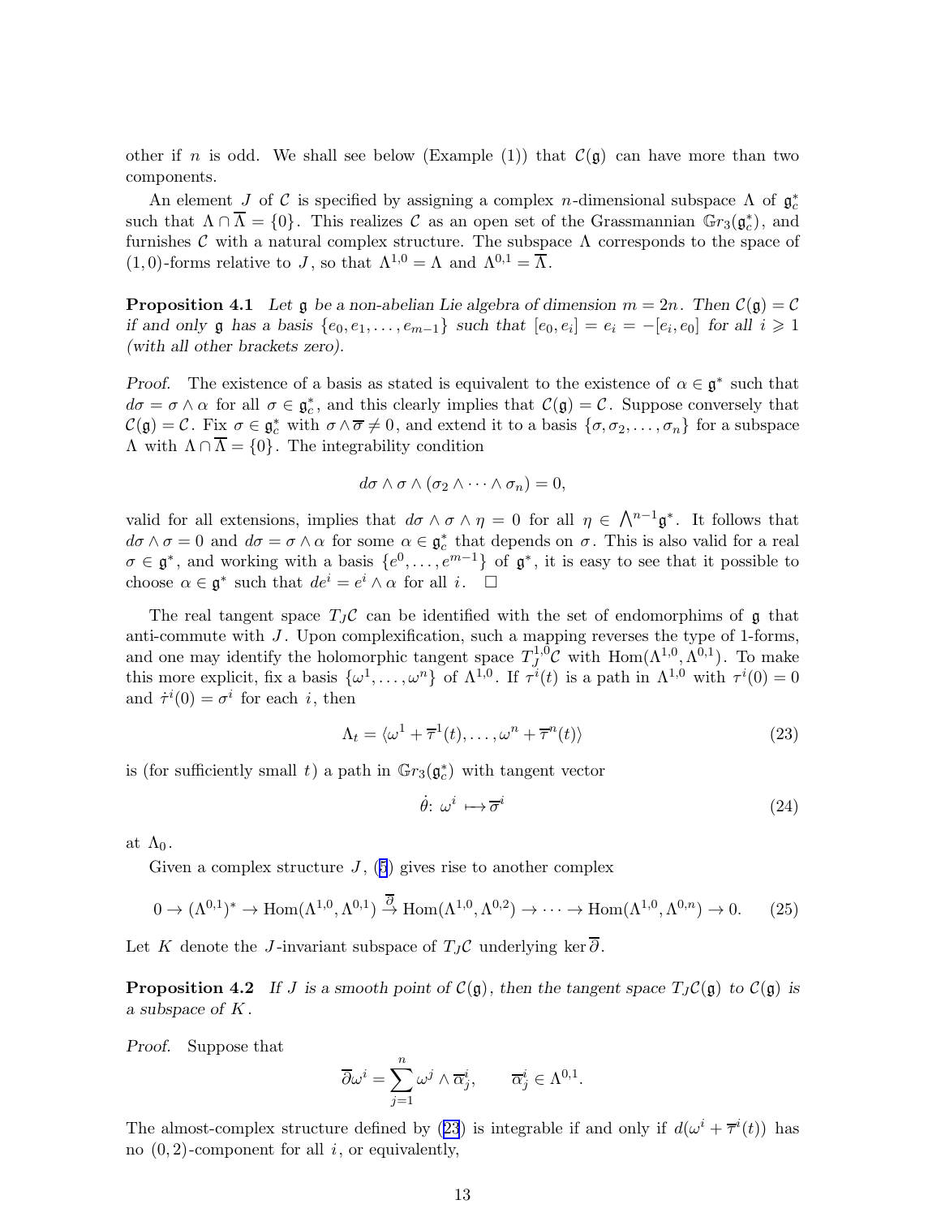other if $n$ is odd. We shall see below (Example (1)) that $\mathcal{C}(\mathfrak{g})$ can have more than two components.

An element $J$ of $\mathcal{C}$ is specified by assigning a complex $n$-dimensional subspace $\Lambda$ of $\mathfrak{g}_c^*$ such that $\Lambda \cap \overline{\Lambda} = \{0\}$. This realizes $\mathcal{C}$ as an open set of the Grassmannian $\mathbb{G}r_3(\mathfrak{g}_c^*)$, and furnishes $\mathcal{C}$ with a natural complex structure. The subspace $\Lambda$ corresponds to the space of $(1,0)$-forms relative to $J$, so that $\Lambda^{1,0} = \Lambda$ and $\Lambda^{0,1} = \overline{\Lambda}$.

**Proposition 4.1** *Let $\mathfrak{g}$ be a non-abelian Lie algebra of dimension $m = 2n$. Then $\mathcal{C}(\mathfrak{g}) = \mathcal{C}$ if and only $\mathfrak{g}$ has a basis $\{e_0, e_1, \ldots, e_{m-1}\}$ such that $[e_0, e_i] = e_i = -[e_i, e_0]$ for all $i \geqslant 1$ (with all other brackets zero).*

*Proof.* The existence of a basis as stated is equivalent to the existence of $\alpha \in \mathfrak{g}^*$ such that $d\sigma = \sigma \wedge \alpha$ for all $\sigma \in \mathfrak{g}_c^*$, and this clearly implies that $\mathcal{C}(\mathfrak{g}) = \mathcal{C}$. Suppose conversely that $\mathcal{C}(\mathfrak{g}) = \mathcal{C}$. Fix $\sigma \in \mathfrak{g}_c^*$ with $\sigma \wedge \overline{\sigma} \neq 0$, and extend it to a basis $\{\sigma, \sigma_2, \ldots, \sigma_n\}$ for a subspace $\Lambda$ with $\Lambda \cap \overline{\Lambda} = \{0\}$. The integrability condition

$$d\sigma \wedge \sigma \wedge (\sigma_2 \wedge \cdots \wedge \sigma_n) = 0,$$

valid for all extensions, implies that $d\sigma \wedge \sigma \wedge \eta = 0$ for all $\eta \in \bigwedge^{n-1}\mathfrak{g}^*$. It follows that $d\sigma \wedge \sigma = 0$ and $d\sigma = \sigma \wedge \alpha$ for some $\alpha \in \mathfrak{g}_c^*$ that depends on $\sigma$. This is also valid for a real $\sigma \in \mathfrak{g}^*$, and working with a basis $\{e^0, \ldots, e^{m-1}\}$ of $\mathfrak{g}^*$, it is easy to see that it possible to choose $\alpha \in \mathfrak{g}^*$ such that $de^i = e^i \wedge \alpha$ for all $i$. $\square$

The real tangent space $T_J\mathcal{C}$ can be identified with the set of endomorphims of $\mathfrak{g}$ that anti-commute with $J$. Upon complexification, such a mapping reverses the type of 1-forms, and one may identify the holomorphic tangent space $T_J^{1,0}\mathcal{C}$ with $\mathrm{Hom}(\Lambda^{1,0}, \Lambda^{0,1})$. To make this more explicit, fix a basis $\{\omega^1, \ldots, \omega^n\}$ of $\Lambda^{1,0}$. If $\tau^i(t)$ is a path in $\Lambda^{1,0}$ with $\tau^i(0) = 0$ and $\dot{\tau}^i(0) = \sigma^i$ for each $i$, then

$$\Lambda_t = \langle \omega^1 + \overline{\tau}^1(t), \ldots, \omega^n + \overline{\tau}^n(t) \rangle \tag{23}$$

is (for sufficiently small $t$) a path in $\mathbb{G}r_3(\mathfrak{g}_c^*)$ with tangent vector

$$\dot{\theta}\colon\ \omega^i \longmapsto \overline{\sigma}^i \tag{24}$$

at $\Lambda_0$.

Given a complex structure $J$, (5) gives rise to another complex

$$0 \to (\Lambda^{0,1})^* \to \mathrm{Hom}(\Lambda^{1,0}, \Lambda^{0,1}) \overset{\overline{\partial}}{\to} \mathrm{Hom}(\Lambda^{1,0}, \Lambda^{0,2}) \to \cdots \to \mathrm{Hom}(\Lambda^{1,0}, \Lambda^{0,n}) \to 0. \tag{25}$$

Let $K$ denote the $J$-invariant subspace of $T_J\mathcal{C}$ underlying $\ker \overline{\partial}$.

**Proposition 4.2** *If $J$ is a smooth point of $\mathcal{C}(\mathfrak{g})$, then the tangent space $T_J\mathcal{C}(\mathfrak{g})$ to $\mathcal{C}(\mathfrak{g})$ is a subspace of $K$.*

*Proof.* Suppose that

$$\overline{\partial}\omega^i = \sum_{j=1}^{n} \omega^j \wedge \overline{\alpha}_j^i, \qquad \overline{\alpha}_j^i \in \Lambda^{0,1}.$$

The almost-complex structure defined by (23) is integrable if and only if $d(\omega^i + \overline{\tau}^i(t))$ has no $(0,2)$-component for all $i$, or equivalently,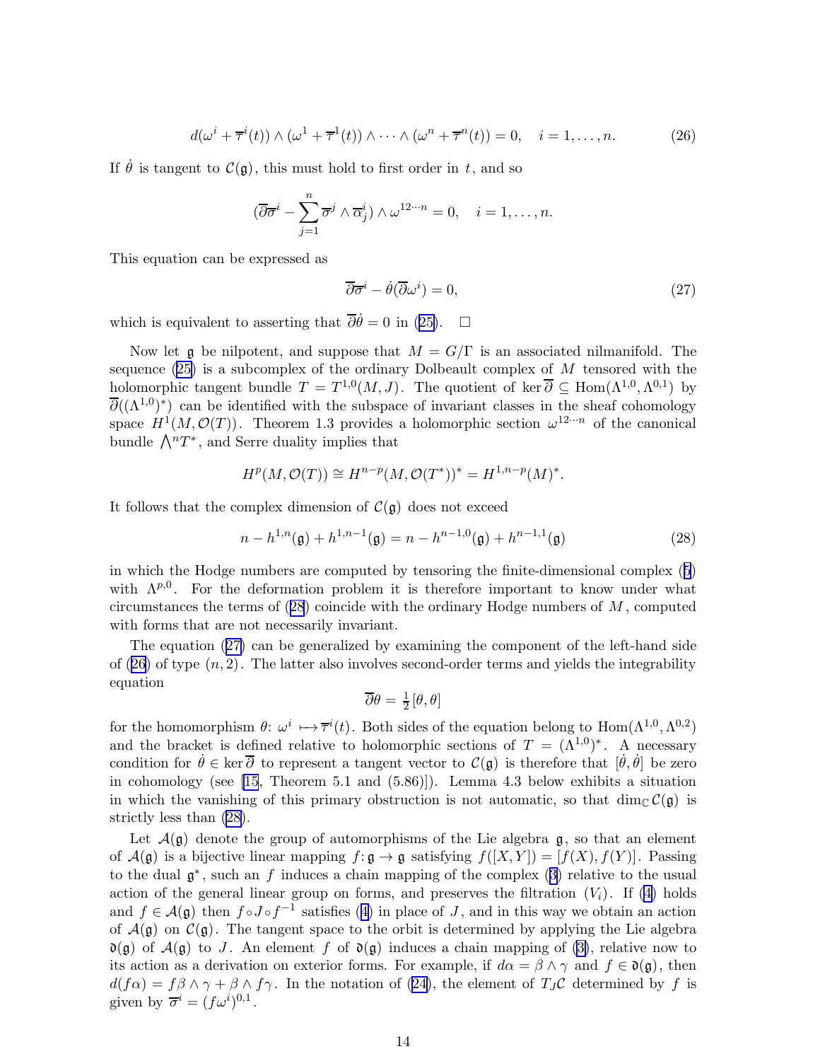$$d(\omega^i + \overline{\tau}^i(t)) \wedge (\omega^1 + \overline{\tau}^1(t)) \wedge \cdots \wedge (\omega^n + \overline{\tau}^n(t)) = 0, \quad i = 1, \ldots, n. \tag{26}$$

If $\dot\theta$ is tangent to $\mathcal{C}(\mathfrak{g})$, this must hold to first order in $t$, and so

$$(\overline{\partial}\overline{\sigma}^i - \sum_{j=1}^n \overline{\sigma}^j \wedge \overline{\alpha}^i_j) \wedge \omega^{12\cdots n} = 0, \quad i = 1, \ldots, n.$$

This equation can be expressed as

$$\overline{\partial}\overline{\sigma}^i - \dot\theta(\overline{\partial}\omega^i) = 0, \tag{27}$$

which is equivalent to asserting that $\overline{\partial}\dot\theta = 0$ in (25). $\square$

Now let $\mathfrak{g}$ be nilpotent, and suppose that $M = G/\Gamma$ is an associated nilmanifold. The sequence (25) is a subcomplex of the ordinary Dolbeault complex of $M$ tensored with the holomorphic tangent bundle $T = T^{1,0}(M, J)$. The quotient of $\ker\overline{\partial} \subseteq \mathrm{Hom}(\Lambda^{1,0}, \Lambda^{0,1})$ by $\overline{\partial}((\Lambda^{1,0})^*)$ can be identified with the subspace of invariant classes in the sheaf cohomology space $H^1(M, \mathcal{O}(T))$. Theorem 1.3 provides a holomorphic section $\omega^{12\cdots n}$ of the canonical bundle $\bigwedge^n T^*$, and Serre duality implies that

$$H^p(M, \mathcal{O}(T)) \cong H^{n-p}(M, \mathcal{O}(T^*))^* = H^{1,n-p}(M)^*.$$

It follows that the complex dimension of $\mathcal{C}(\mathfrak{g})$ does not exceed

$$n - h^{1,n}(\mathfrak{g}) + h^{1,n-1}(\mathfrak{g}) = n - h^{n-1,0}(\mathfrak{g}) + h^{n-1,1}(\mathfrak{g}) \tag{28}$$

in which the Hodge numbers are computed by tensoring the finite-dimensional complex (5) with $\Lambda^{p,0}$. For the deformation problem it is therefore important to know under what circumstances the terms of (28) coincide with the ordinary Hodge numbers of $M$, computed with forms that are not necessarily invariant.

The equation (27) can be generalized by examining the component of the left-hand side of (26) of type $(n, 2)$. The latter also involves second-order terms and yields the integrability equation

$$\overline{\partial}\theta = \tfrac{1}{2}[\theta, \theta]$$

for the homomorphism $\theta$: $\omega^i \longmapsto \overline{\tau}^i(t)$. Both sides of the equation belong to $\mathrm{Hom}(\Lambda^{1,0}, \Lambda^{0,2})$ and the bracket is defined relative to holomorphic sections of $T = (\Lambda^{1,0})^*$. A necessary condition for $\dot\theta \in \ker\overline{\partial}$ to represent a tangent vector to $\mathcal{C}(\mathfrak{g})$ is therefore that $[\dot\theta, \dot\theta]$ be zero in cohomology (see [15, Theorem 5.1 and (5.86)]). Lemma 4.3 below exhibits a situation in which the vanishing of this primary obstruction is not automatic, so that $\dim_{\mathbb{C}} \mathcal{C}(\mathfrak{g})$ is strictly less than (28).

Let $\mathcal{A}(\mathfrak{g})$ denote the group of automorphisms of the Lie algebra $\mathfrak{g}$, so that an element of $\mathcal{A}(\mathfrak{g})$ is a bijective linear mapping $f$: $\mathfrak{g} \to \mathfrak{g}$ satisfying $f([X, Y]) = [f(X), f(Y)]$. Passing to the dual $\mathfrak{g}^*$, such an $f$ induces a chain mapping of the complex (3) relative to the usual action of the general linear group on forms, and preserves the filtration $(V_i)$. If (4) holds and $f \in \mathcal{A}(\mathfrak{g})$ then $f \circ J \circ f^{-1}$ satisfies (4) in place of $J$, and in this way we obtain an action of $\mathcal{A}(\mathfrak{g})$ on $\mathcal{C}(\mathfrak{g})$. The tangent space to the orbit is determined by applying the Lie algebra $\mathfrak{d}(\mathfrak{g})$ of $\mathcal{A}(\mathfrak{g})$ to $J$. An element $f$ of $\mathfrak{d}(\mathfrak{g})$ induces a chain mapping of (3), relative now to its action as a derivation on exterior forms. For example, if $d\alpha = \beta \wedge \gamma$ and $f \in \mathfrak{d}(\mathfrak{g})$, then $d(f\alpha) = f\beta \wedge \gamma + \beta \wedge f\gamma$. In the notation of (24), the element of $T_J\mathcal{C}$ determined by $f$ is given by $\overline{\sigma}^i = (f\omega^i)^{0,1}$.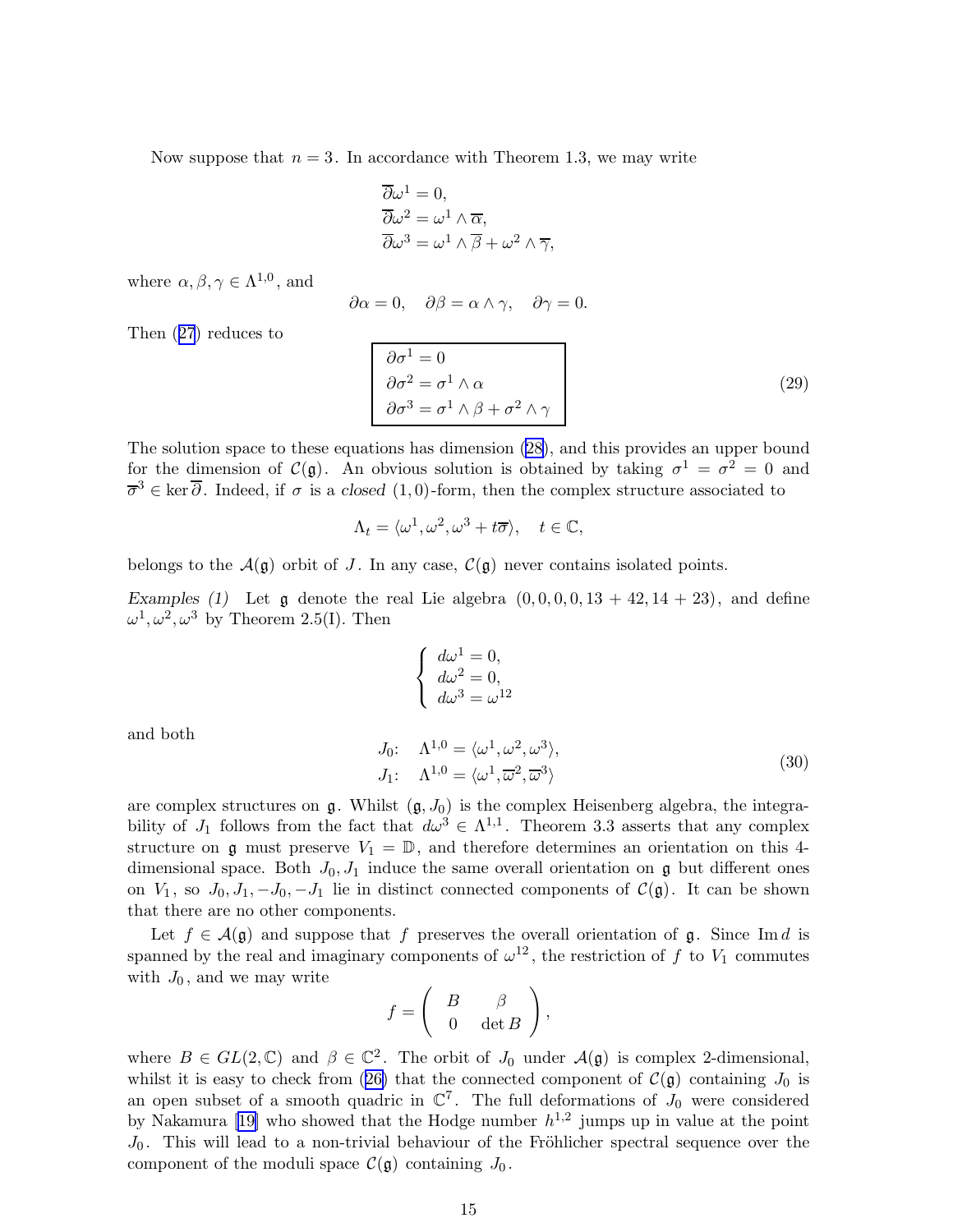Now suppose that $n = 3$. In accordance with Theorem 1.3, we may write

$$\begin{aligned}
\overline{\partial}\omega^1 &= 0,\\
\overline{\partial}\omega^2 &= \omega^1 \wedge \overline{\alpha},\\
\overline{\partial}\omega^3 &= \omega^1 \wedge \overline{\beta} + \omega^2 \wedge \overline{\gamma},
\end{aligned}$$

where $\alpha, \beta, \gamma \in \Lambda^{1,0}$, and

$$\partial\alpha = 0, \quad \partial\beta = \alpha \wedge \gamma, \quad \partial\gamma = 0.$$

Then (27) reduces to

$$\boxed{\begin{aligned}
&\partial\sigma^1 = 0\\
&\partial\sigma^2 = \sigma^1 \wedge \alpha\\
&\partial\sigma^3 = \sigma^1 \wedge \beta + \sigma^2 \wedge \gamma
\end{aligned}} \tag{29}$$

The solution space to these equations has dimension (28), and this provides an upper bound for the dimension of $\mathcal{C}(\mathfrak{g})$. An obvious solution is obtained by taking $\sigma^1 = \sigma^2 = 0$ and $\overline{\sigma}^3 \in \ker \overline{\partial}$. Indeed, if $\sigma$ is a *closed* $(1,0)$-form, then the complex structure associated to

$$\Lambda_t = \langle \omega^1, \omega^2, \omega^3 + t\overline{\sigma} \rangle, \quad t \in \mathbb{C},$$

belongs to the $\mathcal{A}(\mathfrak{g})$ orbit of $J$. In any case, $\mathcal{C}(\mathfrak{g})$ never contains isolated points.

*Examples (1)* Let $\mathfrak{g}$ denote the real Lie algebra $(0,0,0,0,13+42,14+23)$, and define $\omega^1, \omega^2, \omega^3$ by Theorem 2.5(I). Then

$$\left\{\begin{array}{l}
d\omega^1 = 0,\\
d\omega^2 = 0,\\
d\omega^3 = \omega^{12}
\end{array}\right.$$

and both

$$\begin{array}{ll}
J_0: & \Lambda^{1,0} = \langle \omega^1, \omega^2, \omega^3 \rangle,\\
J_1: & \Lambda^{1,0} = \langle \omega^1, \overline{\omega}^2, \overline{\omega}^3 \rangle
\end{array} \tag{30}$$

are complex structures on $\mathfrak{g}$. Whilst $(\mathfrak{g}, J_0)$ is the complex Heisenberg algebra, the integrability of $J_1$ follows from the fact that $d\omega^3 \in \Lambda^{1,1}$. Theorem 3.3 asserts that any complex structure on $\mathfrak{g}$ must preserve $V_1 = \mathbb{D}$, and therefore determines an orientation on this 4-dimensional space. Both $J_0, J_1$ induce the same overall orientation on $\mathfrak{g}$ but different ones on $V_1$, so $J_0, J_1, -J_0, -J_1$ lie in distinct connected components of $\mathcal{C}(\mathfrak{g})$. It can be shown that there are no other components.

Let $f \in \mathcal{A}(\mathfrak{g})$ and suppose that $f$ preserves the overall orientation of $\mathfrak{g}$. Since $\operatorname{Im} d$ is spanned by the real and imaginary components of $\omega^{12}$, the restriction of $f$ to $V_1$ commutes with $J_0$, and we may write

$$f = \begin{pmatrix} B & \beta \\ 0 & \det B \end{pmatrix},$$

where $B \in GL(2, \mathbb{C})$ and $\beta \in \mathbb{C}^2$. The orbit of $J_0$ under $\mathcal{A}(\mathfrak{g})$ is complex 2-dimensional, whilst it is easy to check from (26) that the connected component of $\mathcal{C}(\mathfrak{g})$ containing $J_0$ is an open subset of a smooth quadric in $\mathbb{C}^7$. The full deformations of $J_0$ were considered by Nakamura [19] who showed that the Hodge number $h^{1,2}$ jumps up in value at the point $J_0$. This will lead to a non-trivial behaviour of the Fröhlicher spectral sequence over the component of the moduli space $\mathcal{C}(\mathfrak{g})$ containing $J_0$.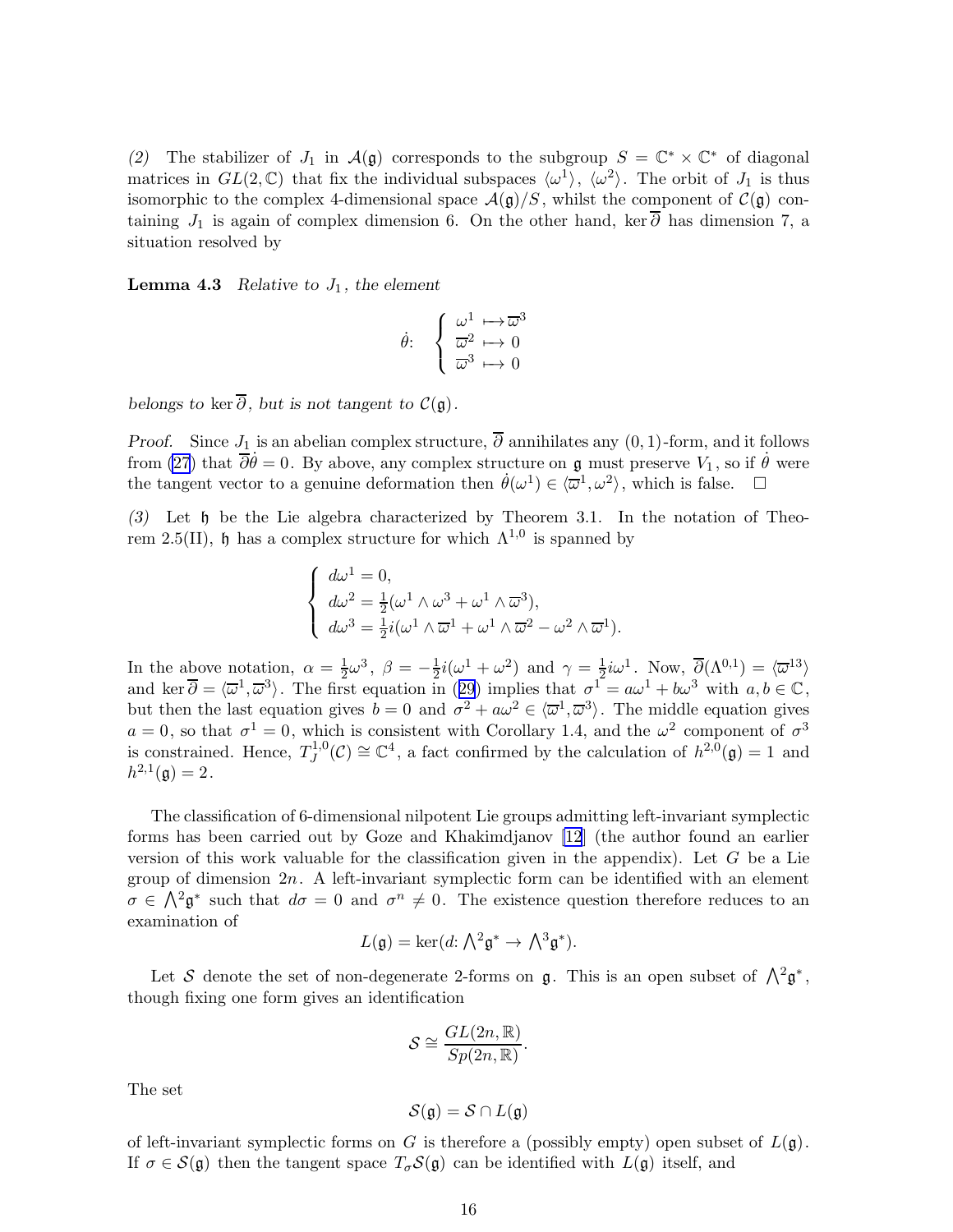*(2)* The stabilizer of $J_1$ in $\mathcal{A}(\mathfrak{g})$ corresponds to the subgroup $S = \mathbb{C}^* \times \mathbb{C}^*$ of diagonal matrices in $GL(2,\mathbb{C})$ that fix the individual subspaces $\langle\omega^1\rangle$, $\langle\omega^2\rangle$. The orbit of $J_1$ is thus isomorphic to the complex 4-dimensional space $\mathcal{A}(\mathfrak{g})/S$, whilst the component of $\mathcal{C}(\mathfrak{g})$ containing $J_1$ is again of complex dimension 6. On the other hand, $\ker\overline{\partial}$ has dimension 7, a situation resolved by

**Lemma 4.3** *Relative to $J_1$, the element*

$$\dot\theta\colon\quad \left\{\begin{array}{l} \omega^1 \longmapsto \overline{\omega}^3\\ \overline{\omega}^2 \longmapsto 0\\ \overline{\omega}^3 \longmapsto 0 \end{array}\right.$$

*belongs to $\ker\overline{\partial}$, but is not tangent to $\mathcal{C}(\mathfrak{g})$.*

*Proof.* Since $J_1$ is an abelian complex structure, $\overline{\partial}$ annihilates any $(0,1)$-form, and it follows from (27) that $\overline{\partial}\dot\theta = 0$. By above, any complex structure on $\mathfrak{g}$ must preserve $V_1$, so if $\dot\theta$ were the tangent vector to a genuine deformation then $\dot\theta(\omega^1) \in \langle\overline{\omega}^1, \omega^2\rangle$, which is false. $\square$

*(3)* Let $\mathfrak{h}$ be the Lie algebra characterized by Theorem 3.1. In the notation of Theorem 2.5(II), $\mathfrak{h}$ has a complex structure for which $\Lambda^{1,0}$ is spanned by

$$\left\{\begin{array}{l} d\omega^1 = 0,\\ d\omega^2 = \frac{1}{2}(\omega^1\wedge\omega^3 + \omega^1\wedge\overline{\omega}^3),\\ d\omega^3 = \frac{1}{2}i(\omega^1\wedge\overline{\omega}^1 + \omega^1\wedge\overline{\omega}^2 - \omega^2\wedge\overline{\omega}^1). \end{array}\right.$$

In the above notation, $\alpha = \frac{1}{2}\omega^3$, $\beta = -\frac{1}{2}i(\omega^1+\omega^2)$ and $\gamma = \frac{1}{2}i\omega^1$. Now, $\overline{\partial}(\Lambda^{0,1}) = \langle\overline{\omega}^{13}\rangle$ and $\ker\overline{\partial} = \langle\overline{\omega}^1, \overline{\omega}^3\rangle$. The first equation in (29) implies that $\sigma^1 = a\omega^1 + b\omega^3$ with $a, b\in\mathbb{C}$, but then the last equation gives $b = 0$ and $\sigma^2 + a\omega^2 \in \langle\overline{\omega}^1, \overline{\omega}^3\rangle$. The middle equation gives $a = 0$, so that $\sigma^1 = 0$, which is consistent with Corollary 1.4, and the $\omega^2$ component of $\sigma^3$ is constrained. Hence, $T^{1,0}_J(\mathcal{C}) \cong \mathbb{C}^4$, a fact confirmed by the calculation of $h^{2,0}(\mathfrak{g}) = 1$ and $h^{2,1}(\mathfrak{g}) = 2$.

The classification of 6-dimensional nilpotent Lie groups admitting left-invariant symplectic forms has been carried out by Goze and Khakimdjanov [12] (the author found an earlier version of this work valuable for the classification given in the appendix). Let $G$ be a Lie group of dimension $2n$. A left-invariant symplectic form can be identified with an element $\sigma\in\bigwedge^2\mathfrak{g}^*$ such that $d\sigma = 0$ and $\sigma^n \neq 0$. The existence question therefore reduces to an examination of

$$L(\mathfrak{g}) = \ker(d\colon \textstyle\bigwedge^2\mathfrak{g}^* \to \bigwedge^3\mathfrak{g}^*).$$

Let $\mathcal{S}$ denote the set of non-degenerate 2-forms on $\mathfrak{g}$. This is an open subset of $\bigwedge^2\mathfrak{g}^*$, though fixing one form gives an identification

$$\mathcal{S} \cong \frac{GL(2n,\mathbb{R})}{Sp(2n,\mathbb{R})}.$$

The set

$$\mathcal{S}(\mathfrak{g}) = \mathcal{S}\cap L(\mathfrak{g})$$

of left-invariant symplectic forms on $G$ is therefore a (possibly empty) open subset of $L(\mathfrak{g})$. If $\sigma\in\mathcal{S}(\mathfrak{g})$ then the tangent space $T_\sigma\mathcal{S}(\mathfrak{g})$ can be identified with $L(\mathfrak{g})$ itself, and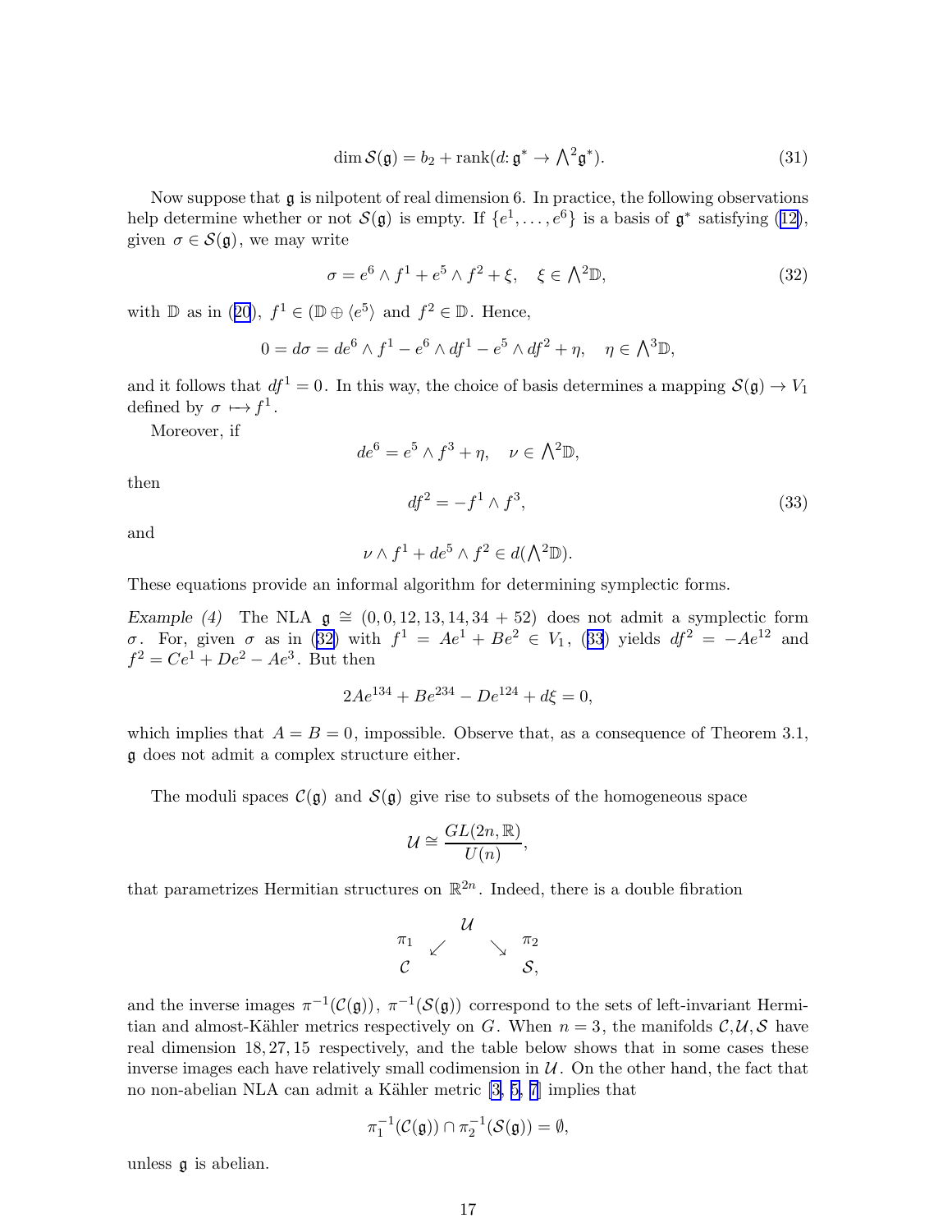$$\dim \mathcal{S}(\mathfrak{g}) = b_2 + \operatorname{rank}(d\colon \mathfrak{g}^* \to \textstyle\bigwedge^2 \mathfrak{g}^*). \tag{31}$$

Now suppose that $\mathfrak{g}$ is nilpotent of real dimension 6. In practice, the following observations help determine whether or not $\mathcal{S}(\mathfrak{g})$ is empty. If $\{e^1, \dots, e^6\}$ is a basis of $\mathfrak{g}^*$ satisfying (12), given $\sigma \in \mathcal{S}(\mathfrak{g})$, we may write

$$\sigma = e^6 \wedge f^1 + e^5 \wedge f^2 + \xi, \quad \xi \in \textstyle\bigwedge^2 \mathbb{D}, \tag{32}$$

with $\mathbb{D}$ as in (20), $f^1 \in (\mathbb{D} \oplus \langle e^5 \rangle$ and $f^2 \in \mathbb{D}$. Hence,

$$0 = d\sigma = de^6 \wedge f^1 - e^6 \wedge df^1 - e^5 \wedge df^2 + \eta, \quad \eta \in \textstyle\bigwedge^3 \mathbb{D},$$

and it follows that $df^1 = 0$. In this way, the choice of basis determines a mapping $\mathcal{S}(\mathfrak{g}) \to V_1$ defined by $\sigma \longmapsto f^1$.

Moreover, if

$$de^6 = e^5 \wedge f^3 + \eta, \quad \nu \in \textstyle\bigwedge^2 \mathbb{D},$$

then

$$df^2 = -f^1 \wedge f^3, \tag{33}$$

and

$$\nu \wedge f^1 + de^5 \wedge f^2 \in d(\textstyle\bigwedge^2 \mathbb{D}).$$

These equations provide an informal algorithm for determining symplectic forms.

*Example (4)* The NLA $\mathfrak{g} \cong (0, 0, 12, 13, 14, 34 + 52)$ does not admit a symplectic form $\sigma$. For, given $\sigma$ as in (32) with $f^1 = Ae^1 + Be^2 \in V_1$, (33) yields $df^2 = -Ae^{12}$ and $f^2 = Ce^1 + De^2 - Ae^3$. But then

$$2Ae^{134} + Be^{234} - De^{124} + d\xi = 0,$$

which implies that $A = B = 0$, impossible. Observe that, as a consequence of Theorem 3.1, $\mathfrak{g}$ does not admit a complex structure either.

The moduli spaces $\mathcal{C}(\mathfrak{g})$ and $\mathcal{S}(\mathfrak{g})$ give rise to subsets of the homogeneous space

$$\mathcal{U} \cong \frac{GL(2n, \mathbb{R})}{U(n)},$$

that parametrizes Hermitian structures on $\mathbb{R}^{2n}$. Indeed, there is a double fibration

$$\begin{array}{ccccc} & & \mathcal{U} & & \\ \pi_1 & \swarrow & & \searrow & \pi_2 \\ \mathcal{C} & & & & \mathcal{S}, \end{array}$$

and the inverse images $\pi^{-1}(\mathcal{C}(\mathfrak{g}))$, $\pi^{-1}(\mathcal{S}(\mathfrak{g}))$ correspond to the sets of left-invariant Hermitian and almost-Kähler metrics respectively on $G$. When $n = 3$, the manifolds $\mathcal{C}, \mathcal{U}, \mathcal{S}$ have real dimension $18, 27, 15$ respectively, and the table below shows that in some cases these inverse images each have relatively small codimension in $\mathcal{U}$. On the other hand, the fact that no non-abelian NLA can admit a Kähler metric [3, 5, 7] implies that

$$\pi_1^{-1}(\mathcal{C}(\mathfrak{g})) \cap \pi_2^{-1}(\mathcal{S}(\mathfrak{g})) = \emptyset,$$

unless $\mathfrak{g}$ is abelian.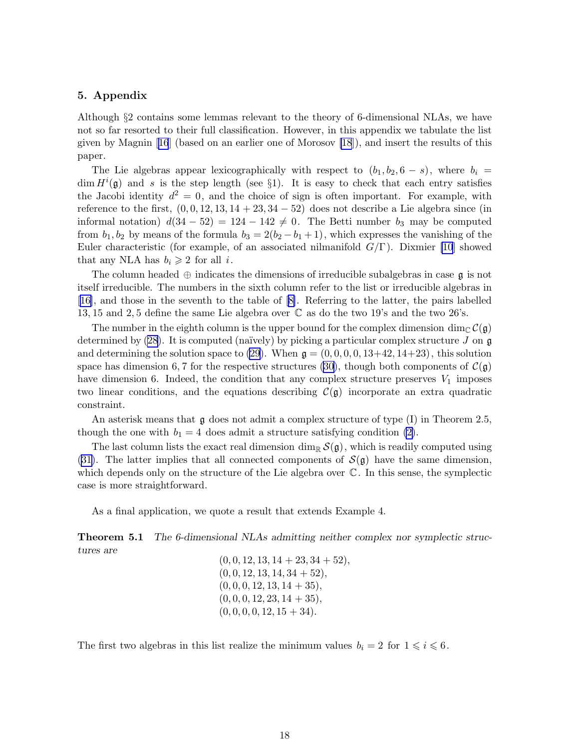## 5. Appendix

Although §2 contains some lemmas relevant to the theory of 6-dimensional NLAs, we have not so far resorted to their full classification. However, in this appendix we tabulate the list given by Magnin [16] (based on an earlier one of Morosov [18]), and insert the results of this paper.

The Lie algebras appear lexicographically with respect to $(b_1, b_2, 6-s)$, where $b_i = \dim H^i(\mathfrak{g})$ and $s$ is the step length (see §1). It is easy to check that each entry satisfies the Jacobi identity $d^2 = 0$, and the choice of sign is often important. For example, with reference to the first, $(0,0,12,13,14+23,34-52)$ does not describe a Lie algebra since (in informal notation) $d(34-52) = 124 - 142 \neq 0$. The Betti number $b_3$ may be computed from $b_1, b_2$ by means of the formula $b_3 = 2(b_2 - b_1 + 1)$, which expresses the vanishing of the Euler characteristic (for example, of an associated nilmanifold $G/\Gamma$). Dixmier [10] showed that any NLA has $b_i \geqslant 2$ for all $i$.

The column headed $\oplus$ indicates the dimensions of irreducible subalgebras in case $\mathfrak{g}$ is not itself irreducible. The numbers in the sixth column refer to the list or irreducible algebras in [16], and those in the seventh to the table of [8]. Referring to the latter, the pairs labelled $13, 15$ and $2, 5$ define the same Lie algebra over $\mathbb{C}$ as do the two 19's and the two 26's.

The number in the eighth column is the upper bound for the complex dimension $\dim_{\mathbb{C}} \mathcal{C}(\mathfrak{g})$ determined by (28). It is computed (naïvely) by picking a particular complex structure $J$ on $\mathfrak{g}$ and determining the solution space to (29). When $\mathfrak{g} = (0,0,0,0,13{+}42,14{+}23)$, this solution space has dimension $6, 7$ for the respective structures (30), though both components of $\mathcal{C}(\mathfrak{g})$ have dimension 6. Indeed, the condition that any complex structure preserves $V_1$ imposes two linear conditions, and the equations describing $\mathcal{C}(\mathfrak{g})$ incorporate an extra quadratic constraint.

An asterisk means that $\mathfrak{g}$ does not admit a complex structure of type (I) in Theorem 2.5, though the one with $b_1 = 4$ does admit a structure satisfying condition (2).

The last column lists the exact real dimension $\dim_{\mathbb{R}} \mathcal{S}(\mathfrak{g})$, which is readily computed using (31). The latter implies that all connected components of $\mathcal{S}(\mathfrak{g})$ have the same dimension, which depends only on the structure of the Lie algebra over $\mathbb{C}$. In this sense, the symplectic case is more straightforward.

As a final application, we quote a result that extends Example 4.

**Theorem 5.1** *The 6-dimensional NLAs admitting neither complex nor symplectic structures are*

$$
\begin{gathered}
(0,0,12,13,14+23,34+52),\\
(0,0,12,13,14,34+52),\\
(0,0,0,12,13,14+35),\\
(0,0,0,12,23,14+35),\\
(0,0,0,0,12,15+34).
\end{gathered}
$$

The first two algebras in this list realize the minimum values $b_i = 2$ for $1 \leqslant i \leqslant 6$.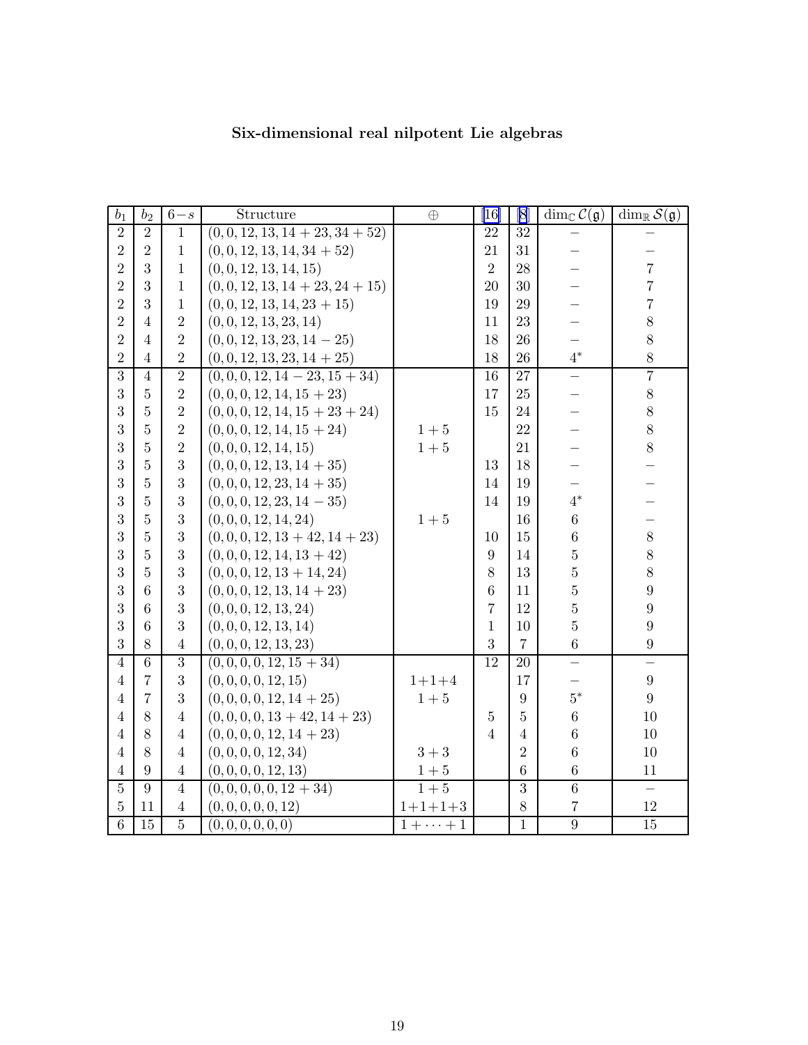**Six-dimensional real nilpotent Lie algebras**

| $b_1$ | $b_2$ | $6-s$ | Structure | $\oplus$ | [16] | [8] | $\dim_{\mathbb{C}} \mathcal{C}(\mathfrak{g})$ | $\dim_{\mathbb{R}} \mathcal{S}(\mathfrak{g})$ |
|---|---|---|---|---|---|---|---|---|
| 2 | 2 | 1 | $(0,0,12,13,14+23,34+52)$ | | 22 | 32 | – | – |
| 2 | 2 | 1 | $(0,0,12,13,14,34+52)$ | | 21 | 31 | – | – |
| 2 | 3 | 1 | $(0,0,12,13,14,15)$ | | 2 | 28 | – | 7 |
| 2 | 3 | 1 | $(0,0,12,13,14+23,24+15)$ | | 20 | 30 | – | 7 |
| 2 | 3 | 1 | $(0,0,12,13,14,23+15)$ | | 19 | 29 | – | 7 |
| 2 | 4 | 2 | $(0,0,12,13,23,14)$ | | 11 | 23 | – | 8 |
| 2 | 4 | 2 | $(0,0,12,13,23,14-25)$ | | 18 | 26 | – | 8 |
| 2 | 4 | 2 | $(0,0,12,13,23,14+25)$ | | 18 | 26 | $4^*$ | 8 |
| 3 | 4 | 2 | $(0,0,0,12,14-23,15+34)$ | | 16 | 27 | – | 7 |
| 3 | 5 | 2 | $(0,0,0,12,14,15+23)$ | | 17 | 25 | – | 8 |
| 3 | 5 | 2 | $(0,0,0,12,14,15+23+24)$ | | 15 | 24 | – | 8 |
| 3 | 5 | 2 | $(0,0,0,12,14,15+24)$ | $1+5$ | | 22 | – | 8 |
| 3 | 5 | 2 | $(0,0,0,12,14,15)$ | $1+5$ | | 21 | – | 8 |
| 3 | 5 | 3 | $(0,0,0,12,13,14+35)$ | | 13 | 18 | – | – |
| 3 | 5 | 3 | $(0,0,0,12,23,14+35)$ | | 14 | 19 | – | – |
| 3 | 5 | 3 | $(0,0,0,12,23,14-35)$ | | 14 | 19 | $4^*$ | – |
| 3 | 5 | 3 | $(0,0,0,12,14,24)$ | $1+5$ | | 16 | 6 | – |
| 3 | 5 | 3 | $(0,0,0,12,13+42,14+23)$ | | 10 | 15 | 6 | 8 |
| 3 | 5 | 3 | $(0,0,0,12,14,13+42)$ | | 9 | 14 | 5 | 8 |
| 3 | 5 | 3 | $(0,0,0,12,13+14,24)$ | | 8 | 13 | 5 | 8 |
| 3 | 6 | 3 | $(0,0,0,12,13,14+23)$ | | 6 | 11 | 5 | 9 |
| 3 | 6 | 3 | $(0,0,0,12,13,24)$ | | 7 | 12 | 5 | 9 |
| 3 | 6 | 3 | $(0,0,0,12,13,14)$ | | 1 | 10 | 5 | 9 |
| 3 | 8 | 4 | $(0,0,0,12,13,23)$ | | 3 | 7 | 6 | 9 |
| 4 | 6 | 3 | $(0,0,0,0,12,15+34)$ | | 12 | 20 | – | – |
| 4 | 7 | 3 | $(0,0,0,0,12,15)$ | $1+1+4$ | | 17 | – | 9 |
| 4 | 7 | 3 | $(0,0,0,0,12,14+25)$ | $1+5$ | | 9 | $5^*$ | 9 |
| 4 | 8 | 4 | $(0,0,0,0,13+42,14+23)$ | | 5 | 5 | 6 | 10 |
| 4 | 8 | 4 | $(0,0,0,0,12,14+23)$ | | 4 | 4 | 6 | 10 |
| 4 | 8 | 4 | $(0,0,0,0,12,34)$ | $3+3$ | | 2 | 6 | 10 |
| 4 | 9 | 4 | $(0,0,0,0,12,13)$ | $1+5$ | | 6 | 6 | 11 |
| 5 | 9 | 4 | $(0,0,0,0,0,12+34)$ | $1+5$ | | 3 | 6 | – |
| 5 | 11 | 4 | $(0,0,0,0,0,12)$ | $1+1+1+3$ | | 8 | 7 | 12 |
| 6 | 15 | 5 | $(0,0,0,0,0,0)$ | $1+\cdots+1$ | | 1 | 9 | 15 |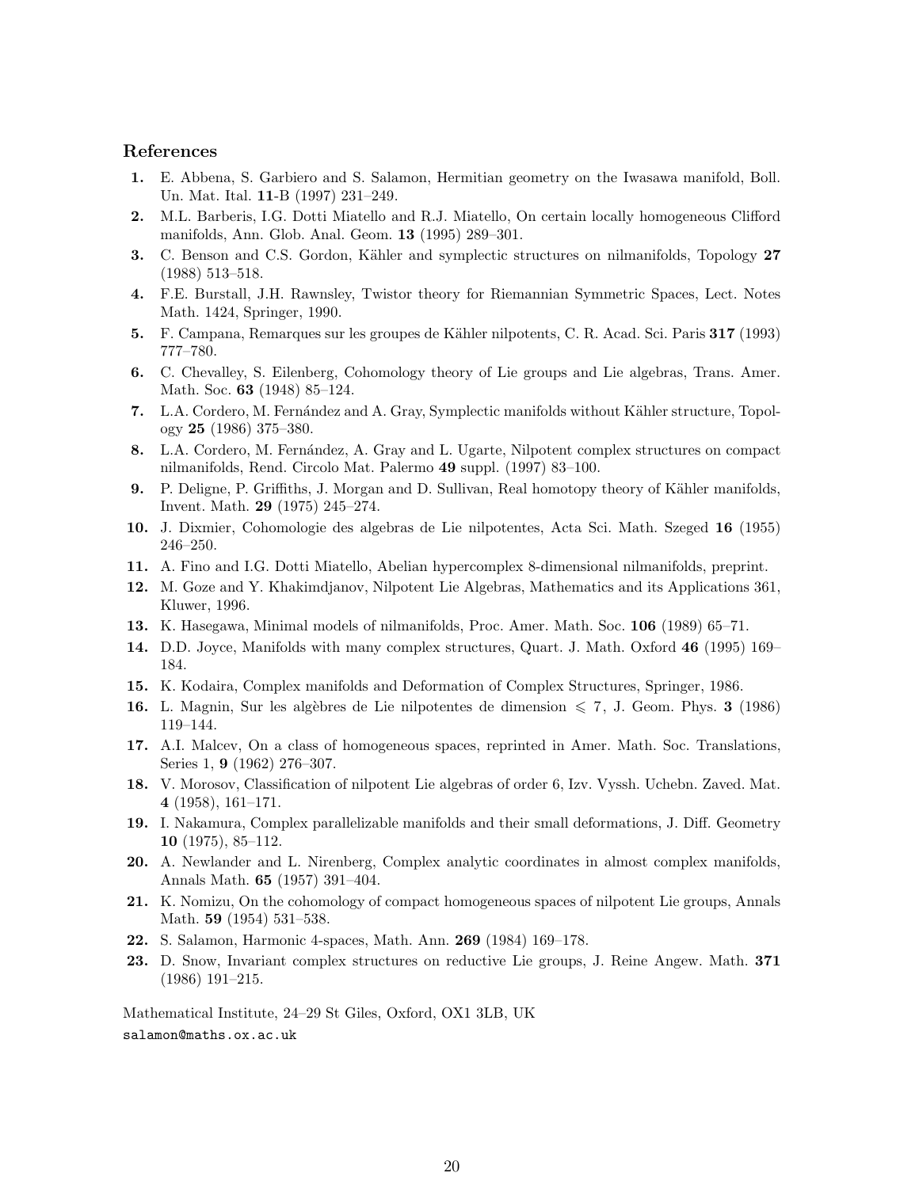## References

1. E. Abbena, S. Garbiero and S. Salamon, Hermitian geometry on the Iwasawa manifold, Boll. Un. Mat. Ital. **11**-B (1997) 231–249.
2. M.L. Barberis, I.G. Dotti Miatello and R.J. Miatello, On certain locally homogeneous Clifford manifolds, Ann. Glob. Anal. Geom. **13** (1995) 289–301.
3. C. Benson and C.S. Gordon, Kähler and symplectic structures on nilmanifolds, Topology **27** (1988) 513–518.
4. F.E. Burstall, J.H. Rawnsley, Twistor theory for Riemannian Symmetric Spaces, Lect. Notes Math. 1424, Springer, 1990.
5. F. Campana, Remarques sur les groupes de Kähler nilpotents, C. R. Acad. Sci. Paris **317** (1993) 777–780.
6. C. Chevalley, S. Eilenberg, Cohomology theory of Lie groups and Lie algebras, Trans. Amer. Math. Soc. **63** (1948) 85–124.
7. L.A. Cordero, M. Fernández and A. Gray, Symplectic manifolds without Kähler structure, Topology **25** (1986) 375–380.
8. L.A. Cordero, M. Fernández, A. Gray and L. Ugarte, Nilpotent complex structures on compact nilmanifolds, Rend. Circolo Mat. Palermo **49** suppl. (1997) 83–100.
9. P. Deligne, P. Griffiths, J. Morgan and D. Sullivan, Real homotopy theory of Kähler manifolds, Invent. Math. **29** (1975) 245–274.
10. J. Dixmier, Cohomologie des algebras de Lie nilpotentes, Acta Sci. Math. Szeged **16** (1955) 246–250.
11. A. Fino and I.G. Dotti Miatello, Abelian hypercomplex 8-dimensional nilmanifolds, preprint.
12. M. Goze and Y. Khakimdjanov, Nilpotent Lie Algebras, Mathematics and its Applications 361, Kluwer, 1996.
13. K. Hasegawa, Minimal models of nilmanifolds, Proc. Amer. Math. Soc. **106** (1989) 65–71.
14. D.D. Joyce, Manifolds with many complex structures, Quart. J. Math. Oxford **46** (1995) 169–184.
15. K. Kodaira, Complex manifolds and Deformation of Complex Structures, Springer, 1986.
16. L. Magnin, Sur les algèbres de Lie nilpotentes de dimension $\leqslant 7$, J. Geom. Phys. **3** (1986) 119–144.
17. A.I. Malcev, On a class of homogeneous spaces, reprinted in Amer. Math. Soc. Translations, Series 1, **9** (1962) 276–307.
18. V. Morosov, Classification of nilpotent Lie algebras of order 6, Izv. Vyssh. Uchebn. Zaved. Mat. **4** (1958), 161–171.
19. I. Nakamura, Complex parallelizable manifolds and their small deformations, J. Diff. Geometry **10** (1975), 85–112.
20. A. Newlander and L. Nirenberg, Complex analytic coordinates in almost complex manifolds, Annals Math. **65** (1957) 391–404.
21. K. Nomizu, On the cohomology of compact homogeneous spaces of nilpotent Lie groups, Annals Math. **59** (1954) 531–538.
22. S. Salamon, Harmonic 4-spaces, Math. Ann. **269** (1984) 169–178.
23. D. Snow, Invariant complex structures on reductive Lie groups, J. Reine Angew. Math. **371** (1986) 191–215.

Mathematical Institute, 24–29 St Giles, Oxford, OX1 3LB, UK
salamon@maths.ox.ac.uk